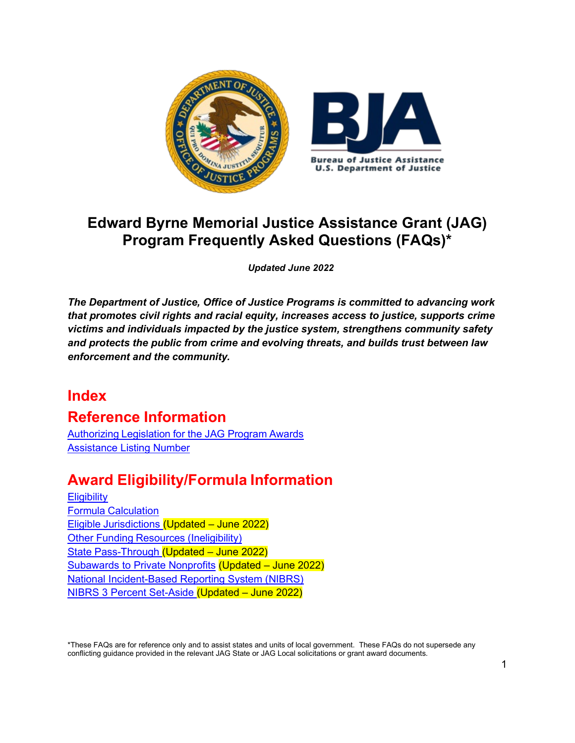Bureau of Justice Assistance
U.S. Department of Justice

# Edward Byrne Memorial Justice Assistance Grant (JAG) Program Frequently Asked Questions (FAQs)*

***Updated June 2022***

***The Department of Justice, Office of Justice Programs is committed to advancing work that promotes civil rights and racial equity, increases access to justice, supports crime victims and individuals impacted by the justice system, strengthens community safety and protects the public from crime and evolving threats, and builds trust between law enforcement and the community.***

## Index

## Reference Information

Authorizing Legislation for the JAG Program Awards
Assistance Listing Number

## Award Eligibility/Formula Information

Eligibility
Formula Calculation
Eligible Jurisdictions (Updated – June 2022)
Other Funding Resources (Ineligibility)
State Pass-Through (Updated – June 2022)
Subawards to Private Nonprofits (Updated – June 2022)
National Incident-Based Reporting System (NIBRS)
NIBRS 3 Percent Set-Aside (Updated – June 2022)

*These FAQs are for reference only and to assist states and units of local government. These FAQs do not supersede any conflicting guidance provided in the relevant JAG State or JAG Local solicitations or grant award documents.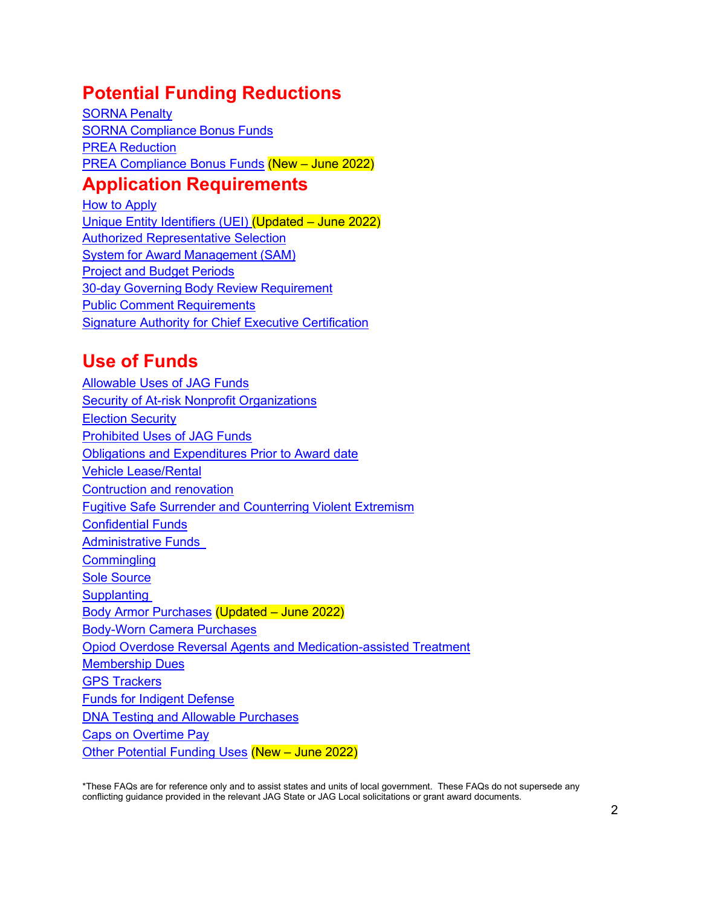## Potential Funding Reductions

SORNA Penalty
SORNA Compliance Bonus Funds
PREA Reduction
PREA Compliance Bonus Funds (New – June 2022)

## Application Requirements

How to Apply
Unique Entity Identifiers (UEI) (Updated – June 2022)
Authorized Representative Selection
System for Award Management (SAM)
Project and Budget Periods
30-day Governing Body Review Requirement
Public Comment Requirements
Signature Authority for Chief Executive Certification

## Use of Funds

Allowable Uses of JAG Funds
Security of At-risk Nonprofit Organizations
Election Security
Prohibited Uses of JAG Funds
Obligations and Expenditures Prior to Award date
Vehicle Lease/Rental
Contruction and renovation
Fugitive Safe Surrender and Counterring Violent Extremism
Confidential Funds
Administrative Funds
Commingling
Sole Source
Supplanting
Body Armor Purchases (Updated – June 2022)
Body-Worn Camera Purchases
Opiod Overdose Reversal Agents and Medication-assisted Treatment
Membership Dues
GPS Trackers
Funds for Indigent Defense
DNA Testing and Allowable Purchases
Caps on Overtime Pay
Other Potential Funding Uses (New – June 2022)

*These FAQs are for reference only and to assist states and units of local government. These FAQs do not supersede any conflicting guidance provided in the relevant JAG State or JAG Local solicitations or grant award documents.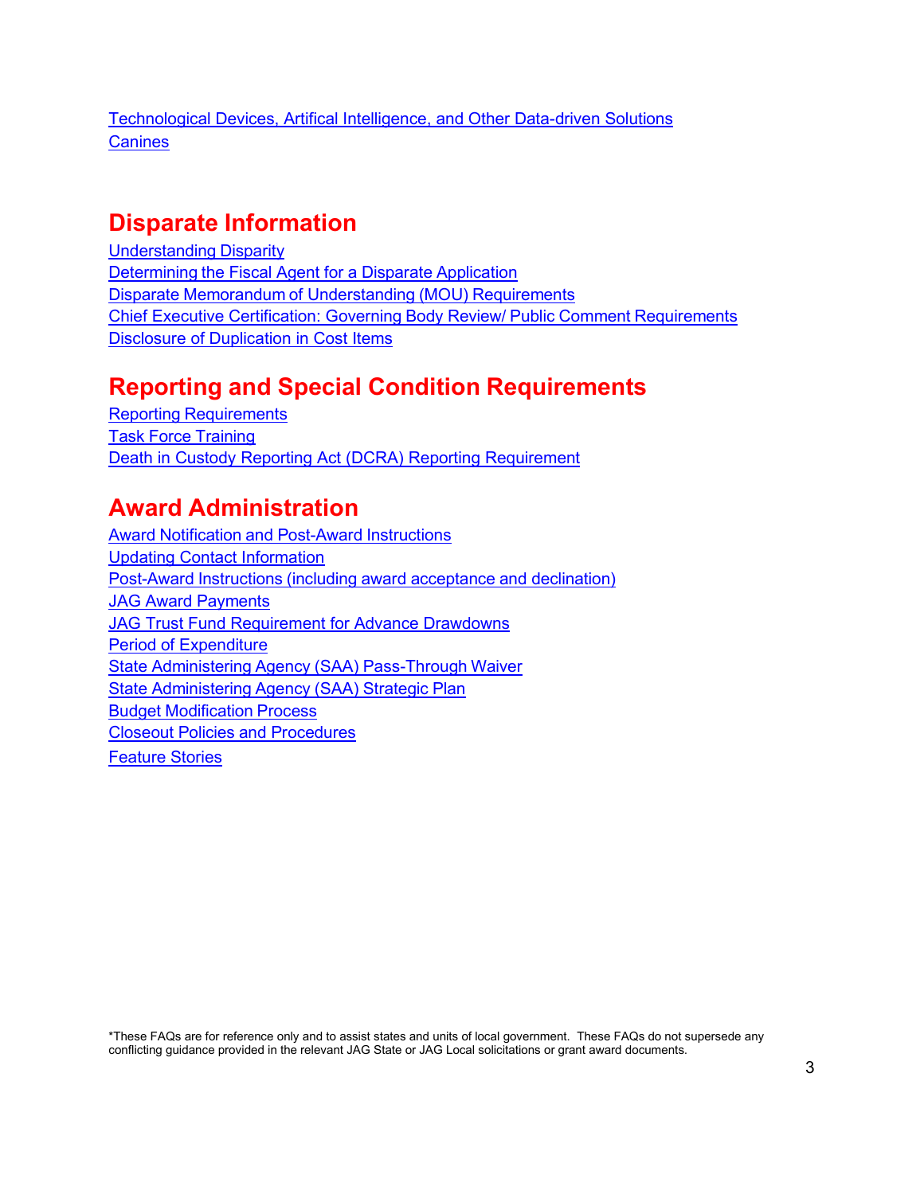Technological Devices, Artifical Intelligence, and Other Data-driven Solutions
Canines

# Disparate Information

Understanding Disparity
Determining the Fiscal Agent for a Disparate Application
Disparate Memorandum of Understanding (MOU) Requirements
Chief Executive Certification: Governing Body Review/ Public Comment Requirements
Disclosure of Duplication in Cost Items

# Reporting and Special Condition Requirements

Reporting Requirements
Task Force Training
Death in Custody Reporting Act (DCRA) Reporting Requirement

# Award Administration

Award Notification and Post-Award Instructions
Updating Contact Information
Post-Award Instructions (including award acceptance and declination)
JAG Award Payments
JAG Trust Fund Requirement for Advance Drawdowns
Period of Expenditure
State Administering Agency (SAA) Pass-Through Waiver
State Administering Agency (SAA) Strategic Plan
Budget Modification Process
Closeout Policies and Procedures
Feature Stories

*These FAQs are for reference only and to assist states and units of local government. These FAQs do not supersede any conflicting guidance provided in the relevant JAG State or JAG Local solicitations or grant award documents.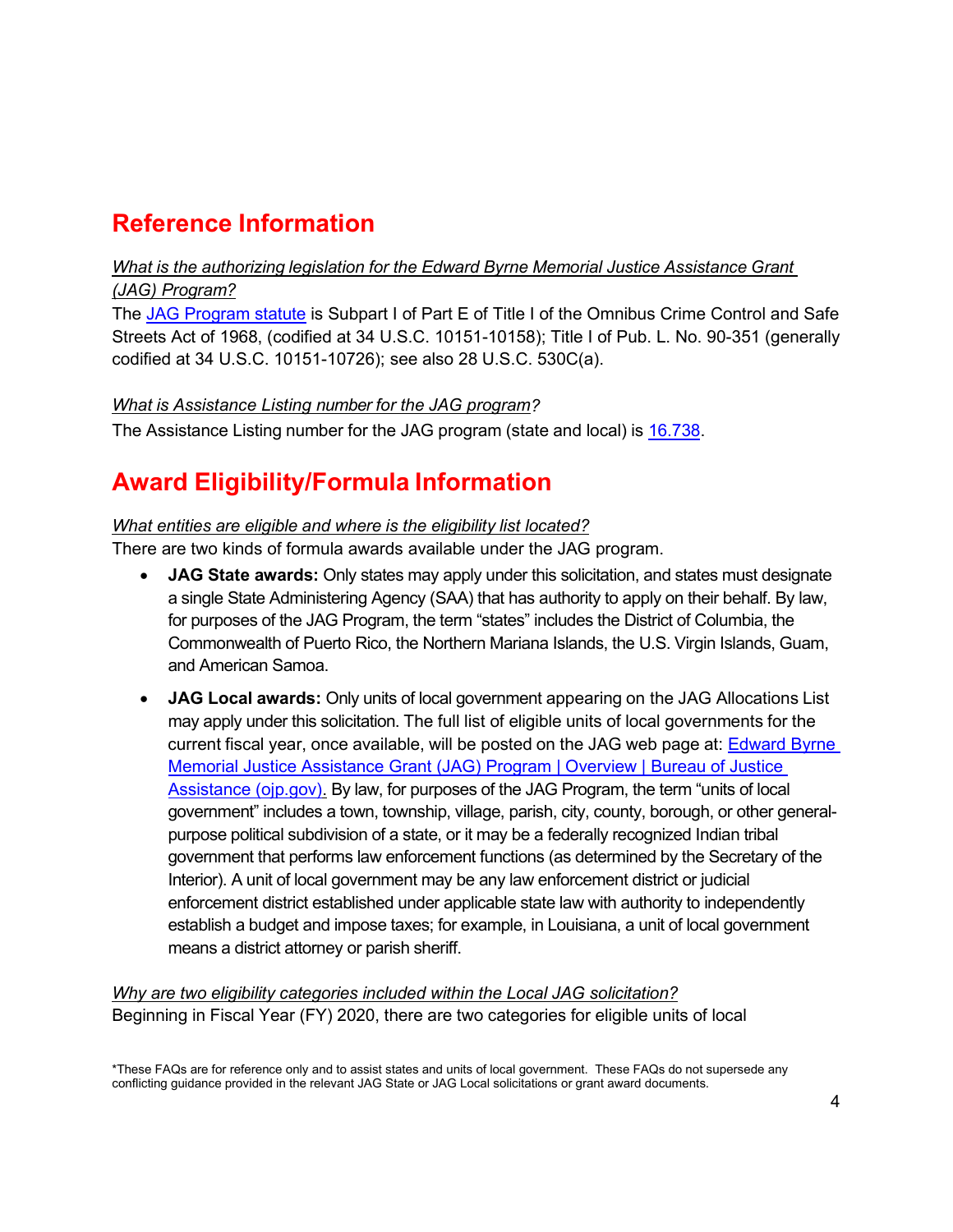## Reference Information

*What is the authorizing legislation for the Edward Byrne Memorial Justice Assistance Grant (JAG) Program?*

The [JAG Program statute]() is Subpart I of Part E of Title I of the Omnibus Crime Control and Safe Streets Act of 1968, (codified at 34 U.S.C. 10151-10158); Title I of Pub. L. No. 90-351 (generally codified at 34 U.S.C. 10151-10726); see also 28 U.S.C. 530C(a).

*What is Assistance Listing number for the JAG program?*

The Assistance Listing number for the JAG program (state and local) is [16.738]().

## Award Eligibility/Formula Information

*What entities are eligible and where is the eligibility list located?*

There are two kinds of formula awards available under the JAG program.

- **JAG State awards:** Only states may apply under this solicitation, and states must designate a single State Administering Agency (SAA) that has authority to apply on their behalf. By law, for purposes of the JAG Program, the term "states" includes the District of Columbia, the Commonwealth of Puerto Rico, the Northern Mariana Islands, the U.S. Virgin Islands, Guam, and American Samoa.
- **JAG Local awards:** Only units of local government appearing on the JAG Allocations List may apply under this solicitation. The full list of eligible units of local governments for the current fiscal year, once available, will be posted on the JAG web page at: [Edward Byrne Memorial Justice Assistance Grant (JAG) Program | Overview | Bureau of Justice Assistance (ojp.gov).]() By law, for purposes of the JAG Program, the term "units of local government" includes a town, township, village, parish, city, county, borough, or other general-purpose political subdivision of a state, or it may be a federally recognized Indian tribal government that performs law enforcement functions (as determined by the Secretary of the Interior). A unit of local government may be any law enforcement district or judicial enforcement district established under applicable state law with authority to independently establish a budget and impose taxes; for example, in Louisiana, a unit of local government means a district attorney or parish sheriff.

*Why are two eligibility categories included within the Local JAG solicitation?*

Beginning in Fiscal Year (FY) 2020, there are two categories for eligible units of local

*These FAQs are for reference only and to assist states and units of local government. These FAQs do not supersede any conflicting guidance provided in the relevant JAG State or JAG Local solicitations or grant award documents.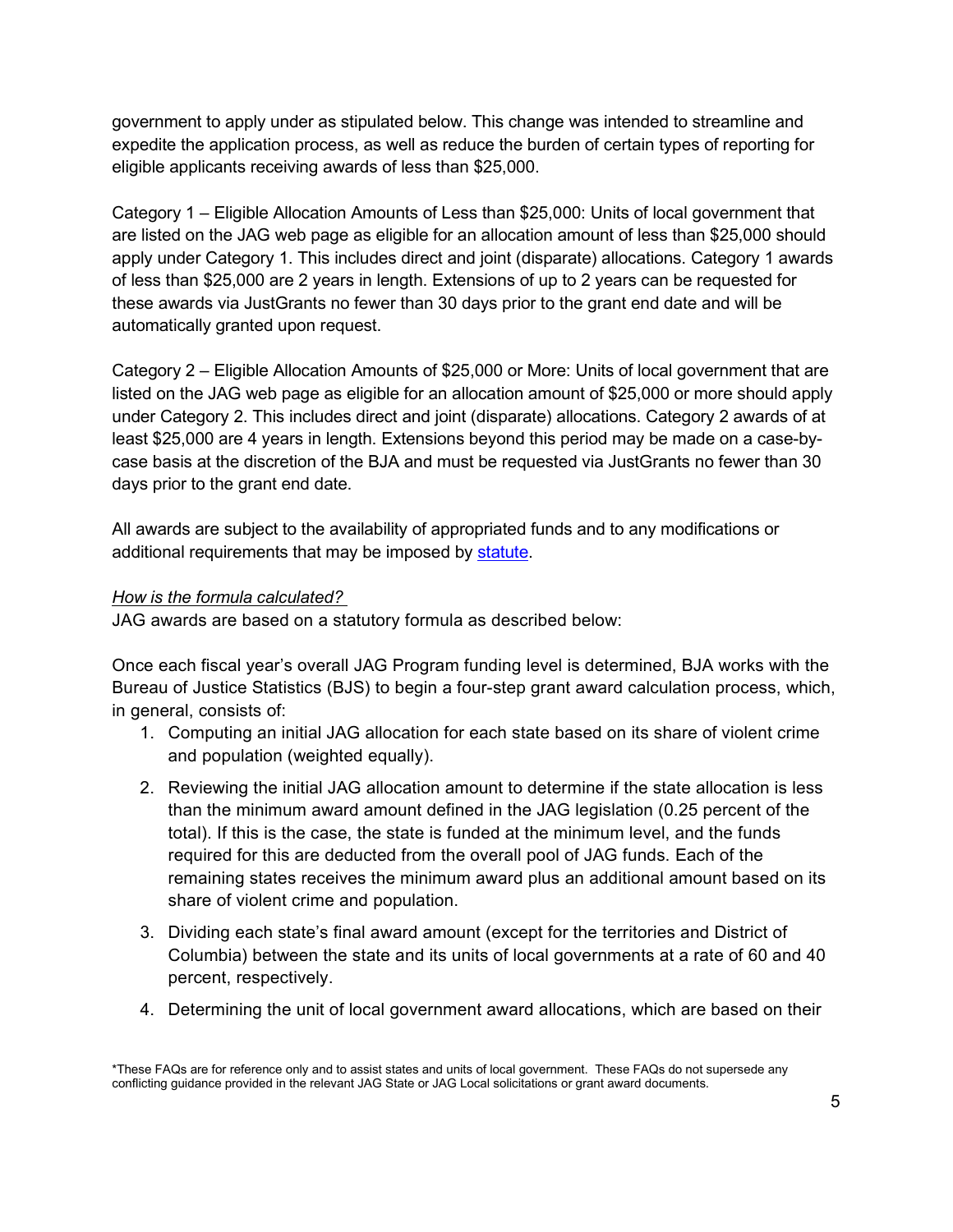government to apply under as stipulated below. This change was intended to streamline and expedite the application process, as well as reduce the burden of certain types of reporting for eligible applicants receiving awards of less than $25,000.

Category 1 – Eligible Allocation Amounts of Less than $25,000: Units of local government that are listed on the JAG web page as eligible for an allocation amount of less than $25,000 should apply under Category 1. This includes direct and joint (disparate) allocations. Category 1 awards of less than $25,000 are 2 years in length. Extensions of up to 2 years can be requested for these awards via JustGrants no fewer than 30 days prior to the grant end date and will be automatically granted upon request.

Category 2 – Eligible Allocation Amounts of $25,000 or More: Units of local government that are listed on the JAG web page as eligible for an allocation amount of $25,000 or more should apply under Category 2. This includes direct and joint (disparate) allocations. Category 2 awards of at least $25,000 are 4 years in length. Extensions beyond this period may be made on a case-by-case basis at the discretion of the BJA and must be requested via JustGrants no fewer than 30 days prior to the grant end date.

All awards are subject to the availability of appropriated funds and to any modifications or additional requirements that may be imposed by statute.

*How is the formula calculated?*

JAG awards are based on a statutory formula as described below:

Once each fiscal year's overall JAG Program funding level is determined, BJA works with the Bureau of Justice Statistics (BJS) to begin a four-step grant award calculation process, which, in general, consists of:

1. Computing an initial JAG allocation for each state based on its share of violent crime and population (weighted equally).
2. Reviewing the initial JAG allocation amount to determine if the state allocation is less than the minimum award amount defined in the JAG legislation (0.25 percent of the total). If this is the case, the state is funded at the minimum level, and the funds required for this are deducted from the overall pool of JAG funds. Each of the remaining states receives the minimum award plus an additional amount based on its share of violent crime and population.
3. Dividing each state's final award amount (except for the territories and District of Columbia) between the state and its units of local governments at a rate of 60 and 40 percent, respectively.
4. Determining the unit of local government award allocations, which are based on their

*These FAQs are for reference only and to assist states and units of local government. These FAQs do not supersede any conflicting guidance provided in the relevant JAG State or JAG Local solicitations or grant award documents.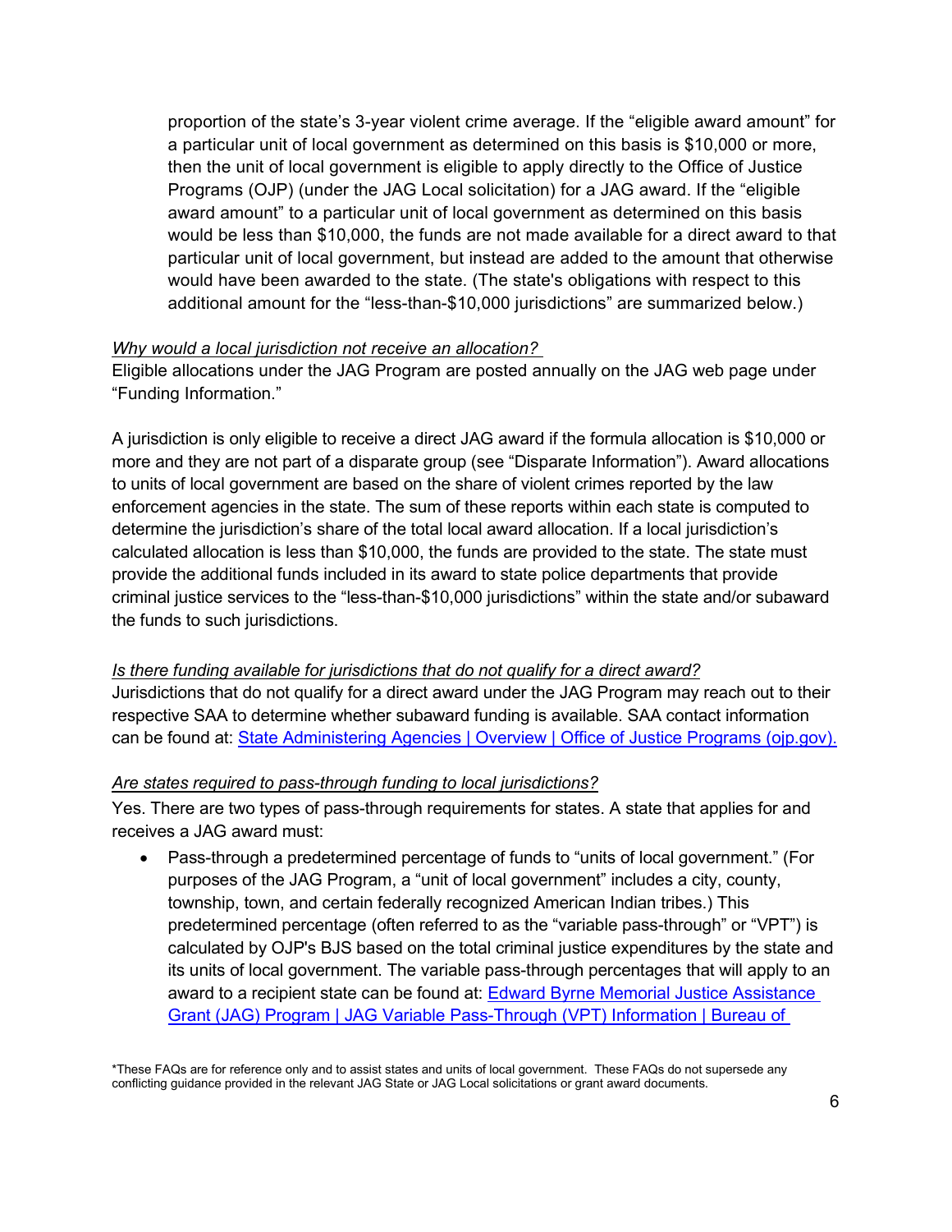proportion of the state's 3-year violent crime average. If the "eligible award amount" for a particular unit of local government as determined on this basis is $10,000 or more, then the unit of local government is eligible to apply directly to the Office of Justice Programs (OJP) (under the JAG Local solicitation) for a JAG award. If the "eligible award amount" to a particular unit of local government as determined on this basis would be less than $10,000, the funds are not made available for a direct award to that particular unit of local government, but instead are added to the amount that otherwise would have been awarded to the state. (The state's obligations with respect to this additional amount for the "less-than-$10,000 jurisdictions" are summarized below.)

*Why would a local jurisdiction not receive an allocation?*

Eligible allocations under the JAG Program are posted annually on the JAG web page under "Funding Information."

A jurisdiction is only eligible to receive a direct JAG award if the formula allocation is $10,000 or more and they are not part of a disparate group (see "Disparate Information"). Award allocations to units of local government are based on the share of violent crimes reported by the law enforcement agencies in the state. The sum of these reports within each state is computed to determine the jurisdiction's share of the total local award allocation. If a local jurisdiction's calculated allocation is less than $10,000, the funds are provided to the state. The state must provide the additional funds included in its award to state police departments that provide criminal justice services to the "less-than-$10,000 jurisdictions" within the state and/or subaward the funds to such jurisdictions.

*Is there funding available for jurisdictions that do not qualify for a direct award?*

Jurisdictions that do not qualify for a direct award under the JAG Program may reach out to their respective SAA to determine whether subaward funding is available. SAA contact information can be found at: [State Administering Agencies | Overview | Office of Justice Programs (ojp.gov).]()

*Are states required to pass-through funding to local jurisdictions?*

Yes. There are two types of pass-through requirements for states. A state that applies for and receives a JAG award must:

- Pass-through a predetermined percentage of funds to "units of local government." (For purposes of the JAG Program, a "unit of local government" includes a city, county, township, town, and certain federally recognized American Indian tribes.) This predetermined percentage (often referred to as the "variable pass-through" or "VPT") is calculated by OJP's BJS based on the total criminal justice expenditures by the state and its units of local government. The variable pass-through percentages that will apply to an award to a recipient state can be found at: [Edward Byrne Memorial Justice Assistance Grant (JAG) Program | JAG Variable Pass-Through (VPT) Information | Bureau of]()

*These FAQs are for reference only and to assist states and units of local government. These FAQs do not supersede any conflicting guidance provided in the relevant JAG State or JAG Local solicitations or grant award documents.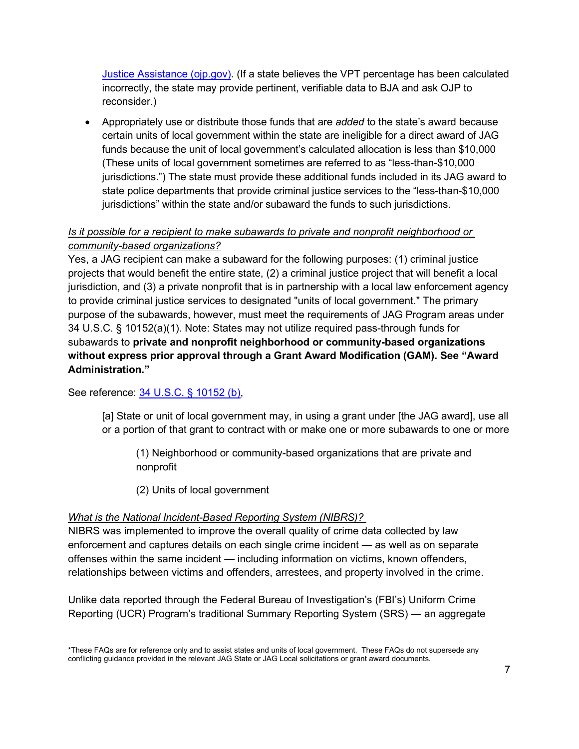[Justice Assistance (ojp.gov)](). (If a state believes the VPT percentage has been calculated incorrectly, the state may provide pertinent, verifiable data to BJA and ask OJP to reconsider.)

- Appropriately use or distribute those funds that are *added* to the state's award because certain units of local government within the state are ineligible for a direct award of JAG funds because the unit of local government's calculated allocation is less than $10,000 (These units of local government sometimes are referred to as "less-than-$10,000 jurisdictions.") The state must provide these additional funds included in its JAG award to state police departments that provide criminal justice services to the "less-than-$10,000 jurisdictions" within the state and/or subaward the funds to such jurisdictions.

*Is it possible for a recipient to make subawards to private and nonprofit neighborhood or community-based organizations?*

Yes, a JAG recipient can make a subaward for the following purposes: (1) criminal justice projects that would benefit the entire state, (2) a criminal justice project that will benefit a local jurisdiction, and (3) a private nonprofit that is in partnership with a local law enforcement agency to provide criminal justice services to designated "units of local government." The primary purpose of the subawards, however, must meet the requirements of JAG Program areas under 34 U.S.C. § 10152(a)(1). Note: States may not utilize required pass-through funds for subawards to **private and nonprofit neighborhood or community-based organizations without express prior approval through a Grant Award Modification (GAM). See "Award Administration."**

See reference: [34 U.S.C. § 10152 (b)](),

> [a] State or unit of local government may, in using a grant under [the JAG award], use all or a portion of that grant to contract with or make one or more subawards to one or more
>
> > (1) Neighborhood or community-based organizations that are private and nonprofit
> >
> > (2) Units of local government

*What is the National Incident-Based Reporting System (NIBRS)?*

NIBRS was implemented to improve the overall quality of crime data collected by law enforcement and captures details on each single crime incident — as well as on separate offenses within the same incident — including information on victims, known offenders, relationships between victims and offenders, arrestees, and property involved in the crime.

Unlike data reported through the Federal Bureau of Investigation's (FBI's) Uniform Crime Reporting (UCR) Program's traditional Summary Reporting System (SRS) — an aggregate

*These FAQs are for reference only and to assist states and units of local government. These FAQs do not supersede any conflicting guidance provided in the relevant JAG State or JAG Local solicitations or grant award documents.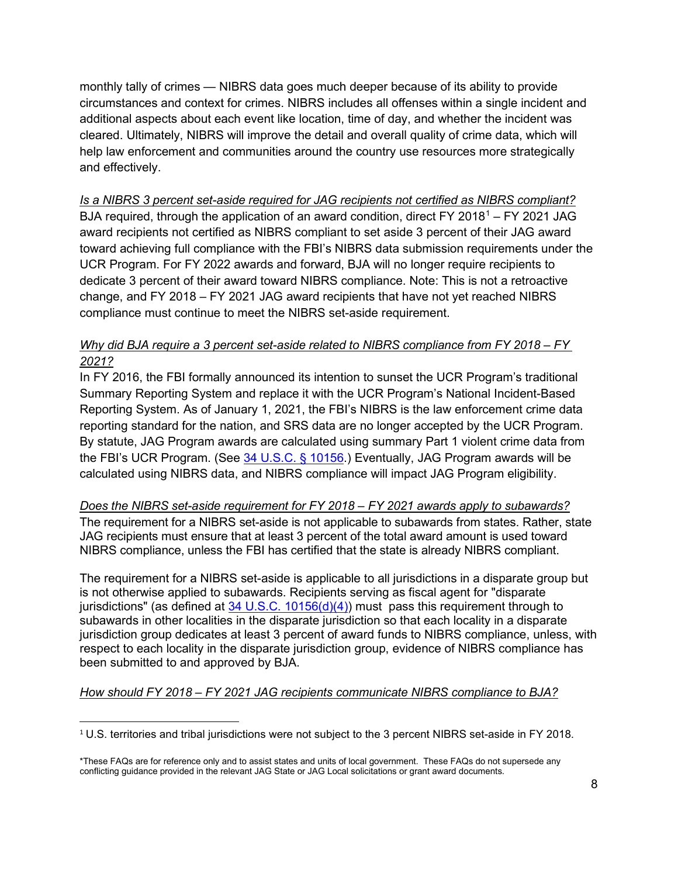monthly tally of crimes — NIBRS data goes much deeper because of its ability to provide circumstances and context for crimes. NIBRS includes all offenses within a single incident and additional aspects about each event like location, time of day, and whether the incident was cleared. Ultimately, NIBRS will improve the detail and overall quality of crime data, which will help law enforcement and communities around the country use resources more strategically and effectively.

*Is a NIBRS 3 percent set-aside required for JAG recipients not certified as NIBRS compliant?*
BJA required, through the application of an award condition, direct FY 2018[1] – FY 2021 JAG award recipients not certified as NIBRS compliant to set aside 3 percent of their JAG award toward achieving full compliance with the FBI's NIBRS data submission requirements under the UCR Program. For FY 2022 awards and forward, BJA will no longer require recipients to dedicate 3 percent of their award toward NIBRS compliance. Note: This is not a retroactive change, and FY 2018 – FY 2021 JAG award recipients that have not yet reached NIBRS compliance must continue to meet the NIBRS set-aside requirement.

*Why did BJA require a 3 percent set-aside related to NIBRS compliance from FY 2018 – FY 2021?*
In FY 2016, the FBI formally announced its intention to sunset the UCR Program's traditional Summary Reporting System and replace it with the UCR Program's National Incident-Based Reporting System. As of January 1, 2021, the FBI's NIBRS is the law enforcement crime data reporting standard for the nation, and SRS data are no longer accepted by the UCR Program. By statute, JAG Program awards are calculated using summary Part 1 violent crime data from the FBI's UCR Program. (See [34 U.S.C. § 10156](34 U.S.C. § 10156).) Eventually, JAG Program awards will be calculated using NIBRS data, and NIBRS compliance will impact JAG Program eligibility.

*Does the NIBRS set-aside requirement for FY 2018 – FY 2021 awards apply to subawards?*
The requirement for a NIBRS set-aside is not applicable to subawards from states. Rather, state JAG recipients must ensure that at least 3 percent of the total award amount is used toward NIBRS compliance, unless the FBI has certified that the state is already NIBRS compliant.

The requirement for a NIBRS set-aside is applicable to all jurisdictions in a disparate group but is not otherwise applied to subawards. Recipients serving as fiscal agent for "disparate jurisdictions" (as defined at 34 U.S.C. 10156(d)(4)) must pass this requirement through to subawards in other localities in the disparate jurisdiction so that each locality in a disparate jurisdiction group dedicates at least 3 percent of award funds to NIBRS compliance, unless, with respect to each locality in the disparate jurisdiction group, evidence of NIBRS compliance has been submitted to and approved by BJA.

*How should FY 2018 – FY 2021 JAG recipients communicate NIBRS compliance to BJA?*

[1] U.S. territories and tribal jurisdictions were not subject to the 3 percent NIBRS set-aside in FY 2018.

*These FAQs are for reference only and to assist states and units of local government. These FAQs do not supersede any conflicting guidance provided in the relevant JAG State or JAG Local solicitations or grant award documents.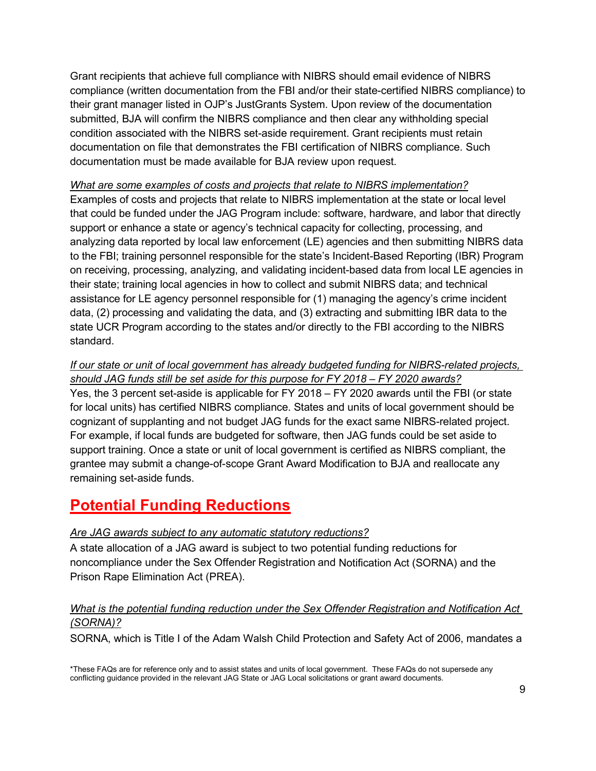Grant recipients that achieve full compliance with NIBRS should email evidence of NIBRS compliance (written documentation from the FBI and/or their state-certified NIBRS compliance) to their grant manager listed in OJP's JustGrants System. Upon review of the documentation submitted, BJA will confirm the NIBRS compliance and then clear any withholding special condition associated with the NIBRS set-aside requirement. Grant recipients must retain documentation on file that demonstrates the FBI certification of NIBRS compliance. Such documentation must be made available for BJA review upon request.

*What are some examples of costs and projects that relate to NIBRS implementation?*

Examples of costs and projects that relate to NIBRS implementation at the state or local level that could be funded under the JAG Program include: software, hardware, and labor that directly support or enhance a state or agency's technical capacity for collecting, processing, and analyzing data reported by local law enforcement (LE) agencies and then submitting NIBRS data to the FBI; training personnel responsible for the state's Incident-Based Reporting (IBR) Program on receiving, processing, analyzing, and validating incident-based data from local LE agencies in their state; training local agencies in how to collect and submit NIBRS data; and technical assistance for LE agency personnel responsible for (1) managing the agency's crime incident data, (2) processing and validating the data, and (3) extracting and submitting IBR data to the state UCR Program according to the states and/or directly to the FBI according to the NIBRS standard.

*If our state or unit of local government has already budgeted funding for NIBRS-related projects, should JAG funds still be set aside for this purpose for FY 2018 – FY 2020 awards?*

Yes, the 3 percent set-aside is applicable for FY 2018 – FY 2020 awards until the FBI (or state for local units) has certified NIBRS compliance. States and units of local government should be cognizant of supplanting and not budget JAG funds for the exact same NIBRS-related project. For example, if local funds are budgeted for software, then JAG funds could be set aside to support training. Once a state or unit of local government is certified as NIBRS compliant, the grantee may submit a change-of-scope Grant Award Modification to BJA and reallocate any remaining set-aside funds.

## Potential Funding Reductions

*Are JAG awards subject to any automatic statutory reductions?*

A state allocation of a JAG award is subject to two potential funding reductions for noncompliance under the Sex Offender Registration and Notification Act (SORNA) and the Prison Rape Elimination Act (PREA).

*What is the potential funding reduction under the Sex Offender Registration and Notification Act (SORNA)?*

SORNA, which is Title I of the Adam Walsh Child Protection and Safety Act of 2006, mandates a

*These FAQs are for reference only and to assist states and units of local government. These FAQs do not supersede any conflicting guidance provided in the relevant JAG State or JAG Local solicitations or grant award documents.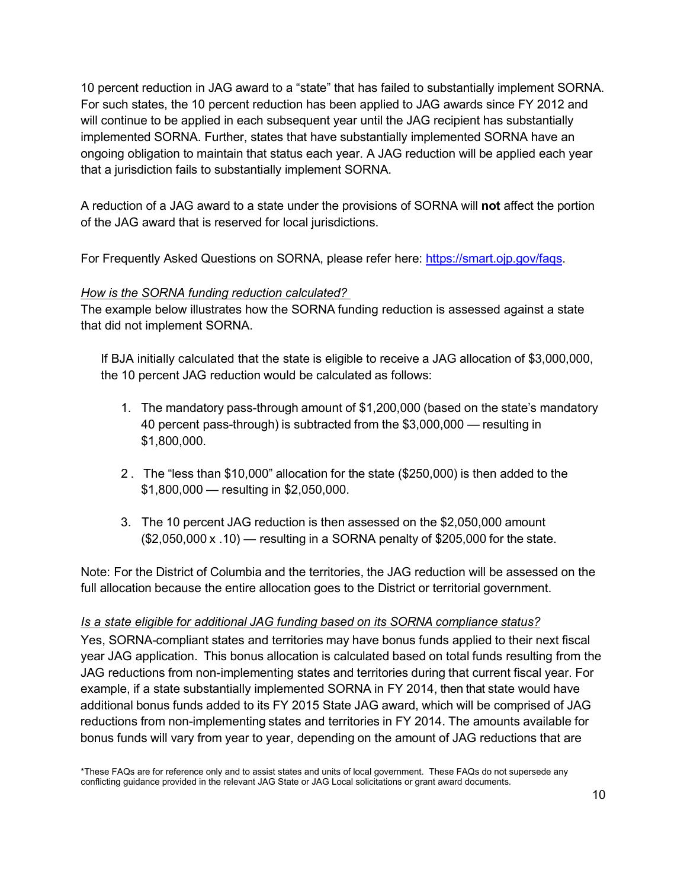10 percent reduction in JAG award to a "state" that has failed to substantially implement SORNA. For such states, the 10 percent reduction has been applied to JAG awards since FY 2012 and will continue to be applied in each subsequent year until the JAG recipient has substantially implemented SORNA. Further, states that have substantially implemented SORNA have an ongoing obligation to maintain that status each year. A JAG reduction will be applied each year that a jurisdiction fails to substantially implement SORNA.

A reduction of a JAG award to a state under the provisions of SORNA will **not** affect the portion of the JAG award that is reserved for local jurisdictions.

For Frequently Asked Questions on SORNA, please refer here: [https://smart.ojp.gov/faqs](https://smart.ojp.gov/faqs).

*How is the SORNA funding reduction calculated?*

The example below illustrates how the SORNA funding reduction is assessed against a state that did not implement SORNA.

> If BJA initially calculated that the state is eligible to receive a JAG allocation of $3,000,000, the 10 percent JAG reduction would be calculated as follows:
>
> 1. The mandatory pass-through amount of $1,200,000 (based on the state's mandatory 40 percent pass-through) is subtracted from the $3,000,000 — resulting in $1,800,000.
> 2. The "less than $10,000" allocation for the state ($250,000) is then added to the $1,800,000 — resulting in $2,050,000.
> 3. The 10 percent JAG reduction is then assessed on the $2,050,000 amount ($2,050,000 x .10) — resulting in a SORNA penalty of $205,000 for the state.

Note: For the District of Columbia and the territories, the JAG reduction will be assessed on the full allocation because the entire allocation goes to the District or territorial government.

*Is a state eligible for additional JAG funding based on its SORNA compliance status?*

Yes, SORNA-compliant states and territories may have bonus funds applied to their next fiscal year JAG application. This bonus allocation is calculated based on total funds resulting from the JAG reductions from non-implementing states and territories during that current fiscal year. For example, if a state substantially implemented SORNA in FY 2014, then that state would have additional bonus funds added to its FY 2015 State JAG award, which will be comprised of JAG reductions from non-implementing states and territories in FY 2014. The amounts available for bonus funds will vary from year to year, depending on the amount of JAG reductions that are

*These FAQs are for reference only and to assist states and units of local government. These FAQs do not supersede any conflicting guidance provided in the relevant JAG State or JAG Local solicitations or grant award documents.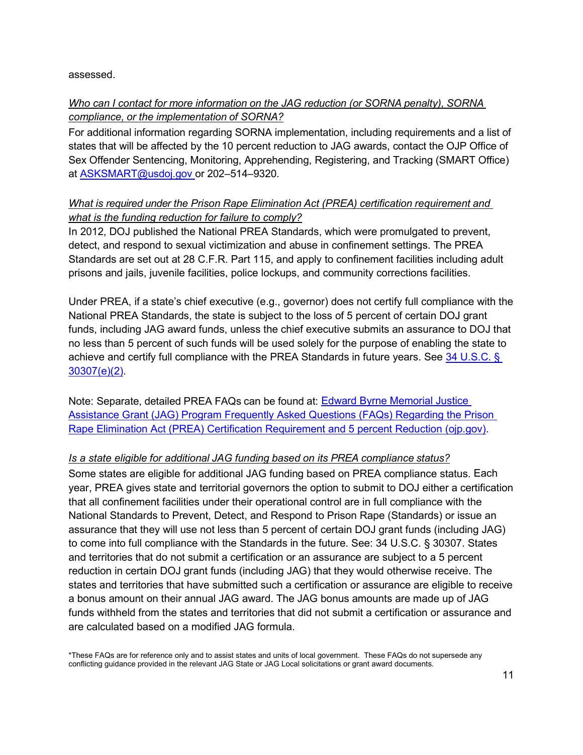assessed.

*Who can I contact for more information on the JAG reduction (or SORNA penalty), SORNA compliance, or the implementation of SORNA?*

For additional information regarding SORNA implementation, including requirements and a list of states that will be affected by the 10 percent reduction to JAG awards, contact the OJP Office of Sex Offender Sentencing, Monitoring, Apprehending, Registering, and Tracking (SMART Office) at [ASKSMART@usdoj.gov](mailto:ASKSMART@usdoj.gov) or 202–514–9320.

*What is required under the Prison Rape Elimination Act (PREA) certification requirement and what is the funding reduction for failure to comply?*

In 2012, DOJ published the National PREA Standards, which were promulgated to prevent, detect, and respond to sexual victimization and abuse in confinement settings. The PREA Standards are set out at 28 C.F.R. Part 115, and apply to confinement facilities including adult prisons and jails, juvenile facilities, police lockups, and community corrections facilities.

Under PREA, if a state's chief executive (e.g., governor) does not certify full compliance with the National PREA Standards, the state is subject to the loss of 5 percent of certain DOJ grant funds, including JAG award funds, unless the chief executive submits an assurance to DOJ that no less than 5 percent of such funds will be used solely for the purpose of enabling the state to achieve and certify full compliance with the PREA Standards in future years. See [34 U.S.C. § 30307(e)(2)](#).

Note: Separate, detailed PREA FAQs can be found at: [Edward Byrne Memorial Justice Assistance Grant (JAG) Program Frequently Asked Questions (FAQs) Regarding the Prison Rape Elimination Act (PREA) Certification Requirement and 5 percent Reduction (ojp.gov)](#).

*Is a state eligible for additional JAG funding based on its PREA compliance status?*

Some states are eligible for additional JAG funding based on PREA compliance status. Each year, PREA gives state and territorial governors the option to submit to DOJ either a certification that all confinement facilities under their operational control are in full compliance with the National Standards to Prevent, Detect, and Respond to Prison Rape (Standards) or issue an assurance that they will use not less than 5 percent of certain DOJ grant funds (including JAG) to come into full compliance with the Standards in the future. See: 34 U.S.C. § 30307. States and territories that do not submit a certification or an assurance are subject to a 5 percent reduction in certain DOJ grant funds (including JAG) that they would otherwise receive. The states and territories that have submitted such a certification or assurance are eligible to receive a bonus amount on their annual JAG award. The JAG bonus amounts are made up of JAG funds withheld from the states and territories that did not submit a certification or assurance and are calculated based on a modified JAG formula.

*These FAQs are for reference only and to assist states and units of local government. These FAQs do not supersede any conflicting guidance provided in the relevant JAG State or JAG Local solicitations or grant award documents.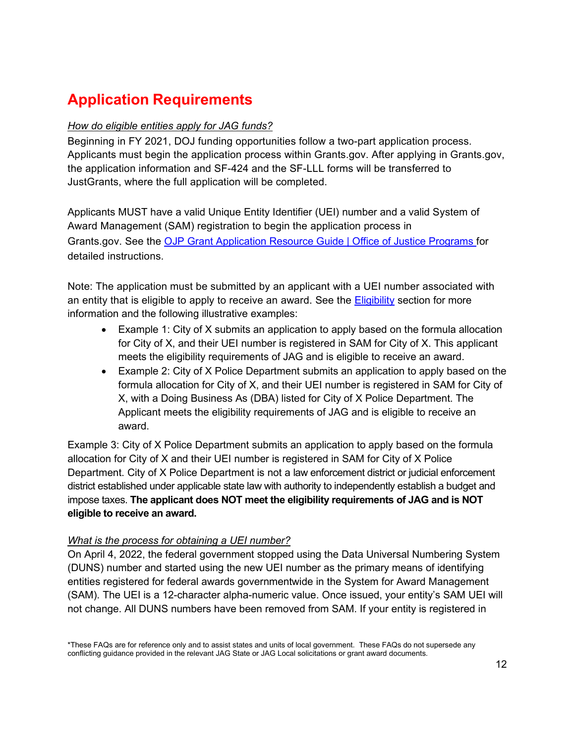## Application Requirements

*How do eligible entities apply for JAG funds?*

Beginning in FY 2021, DOJ funding opportunities follow a two-part application process. Applicants must begin the application process within Grants.gov. After applying in Grants.gov, the application information and SF-424 and the SF-LLL forms will be transferred to JustGrants, where the full application will be completed.

Applicants MUST have a valid Unique Entity Identifier (UEI) number and a valid System of Award Management (SAM) registration to begin the application process in Grants.gov. See the [OJP Grant Application Resource Guide | Office of Justice Programs](#) for detailed instructions.

Note: The application must be submitted by an applicant with a UEI number associated with an entity that is eligible to apply to receive an award. See the [Eligibility](#) section for more information and the following illustrative examples:

- Example 1: City of X submits an application to apply based on the formula allocation for City of X, and their UEI number is registered in SAM for City of X. This applicant meets the eligibility requirements of JAG and is eligible to receive an award.
- Example 2: City of X Police Department submits an application to apply based on the formula allocation for City of X, and their UEI number is registered in SAM for City of X, with a Doing Business As (DBA) listed for City of X Police Department. The Applicant meets the eligibility requirements of JAG and is eligible to receive an award.

Example 3: City of X Police Department submits an application to apply based on the formula allocation for City of X and their UEI number is registered in SAM for City of X Police Department. City of X Police Department is not a law enforcement district or judicial enforcement district established under applicable state law with authority to independently establish a budget and impose taxes. **The applicant does NOT meet the eligibility requirements of JAG and is NOT eligible to receive an award.**

*What is the process for obtaining a UEI number?*

On April 4, 2022, the federal government stopped using the Data Universal Numbering System (DUNS) number and started using the new UEI number as the primary means of identifying entities registered for federal awards governmentwide in the System for Award Management (SAM). The UEI is a 12-character alpha-numeric value. Once issued, your entity's SAM UEI will not change. All DUNS numbers have been removed from SAM. If your entity is registered in

*These FAQs are for reference only and to assist states and units of local government. These FAQs do not supersede any conflicting guidance provided in the relevant JAG State or JAG Local solicitations or grant award documents.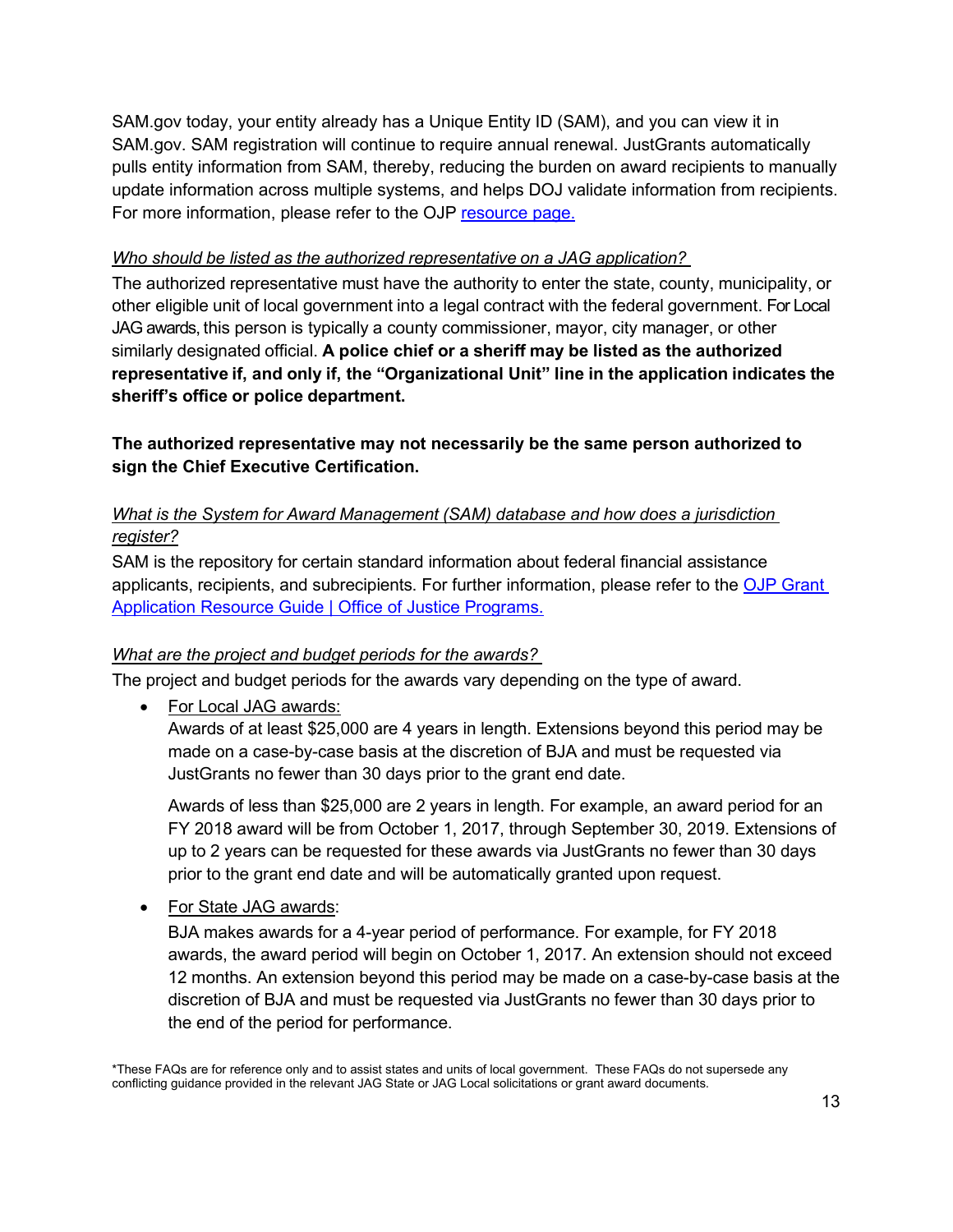SAM.gov today, your entity already has a Unique Entity ID (SAM), and you can view it in SAM.gov. SAM registration will continue to require annual renewal. JustGrants automatically pulls entity information from SAM, thereby, reducing the burden on award recipients to manually update information across multiple systems, and helps DOJ validate information from recipients. For more information, please refer to the OJP [resource page.]()

*Who should be listed as the authorized representative on a JAG application?*

The authorized representative must have the authority to enter the state, county, municipality, or other eligible unit of local government into a legal contract with the federal government. For Local JAG awards, this person is typically a county commissioner, mayor, city manager, or other similarly designated official. **A police chief or a sheriff may be listed as the authorized representative if, and only if, the "Organizational Unit" line in the application indicates the sheriff's office or police department.**

**The authorized representative may not necessarily be the same person authorized to sign the Chief Executive Certification.**

*What is the System for Award Management (SAM) database and how does a jurisdiction register?*

SAM is the repository for certain standard information about federal financial assistance applicants, recipients, and subrecipients. For further information, please refer to the [OJP Grant Application Resource Guide | Office of Justice Programs.]()

*What are the project and budget periods for the awards?*

The project and budget periods for the awards vary depending on the type of award.

- For Local JAG awards:
  Awards of at least $25,000 are 4 years in length. Extensions beyond this period may be made on a case-by-case basis at the discretion of BJA and must be requested via JustGrants no fewer than 30 days prior to the grant end date.

  Awards of less than $25,000 are 2 years in length. For example, an award period for an FY 2018 award will be from October 1, 2017, through September 30, 2019. Extensions of up to 2 years can be requested for these awards via JustGrants no fewer than 30 days prior to the grant end date and will be automatically granted upon request.

- For State JAG awards:
  BJA makes awards for a 4-year period of performance. For example, for FY 2018 awards, the award period will begin on October 1, 2017. An extension should not exceed 12 months. An extension beyond this period may be made on a case-by-case basis at the discretion of BJA and must be requested via JustGrants no fewer than 30 days prior to the end of the period for performance.

*These FAQs are for reference only and to assist states and units of local government. These FAQs do not supersede any conflicting guidance provided in the relevant JAG State or JAG Local solicitations or grant award documents.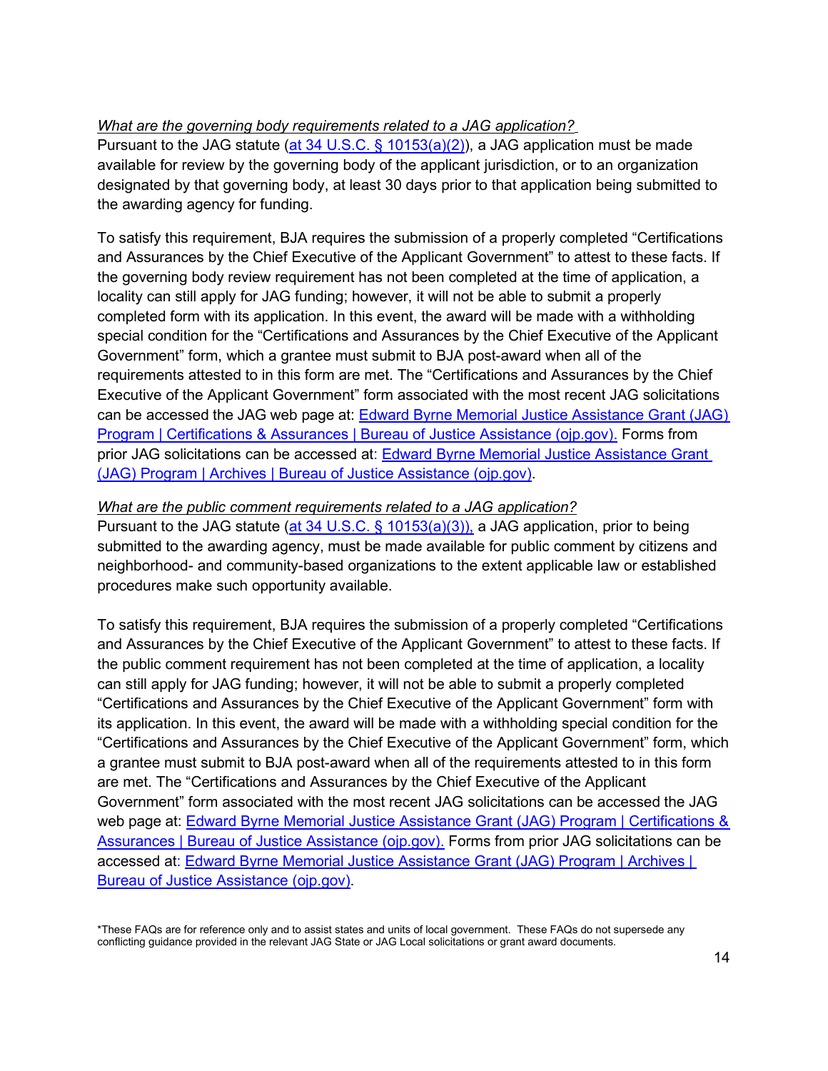*What are the governing body requirements related to a JAG application?*

Pursuant to the JAG statute ([at 34 U.S.C. § 10153(a)(2)](at 34 U.S.C. § 10153(a)(2))), a JAG application must be made available for review by the governing body of the applicant jurisdiction, or to an organization designated by that governing body, at least 30 days prior to that application being submitted to the awarding agency for funding.

To satisfy this requirement, BJA requires the submission of a properly completed "Certifications and Assurances by the Chief Executive of the Applicant Government" to attest to these facts. If the governing body review requirement has not been completed at the time of application, a locality can still apply for JAG funding; however, it will not be able to submit a properly completed form with its application. In this event, the award will be made with a withholding special condition for the "Certifications and Assurances by the Chief Executive of the Applicant Government" form, which a grantee must submit to BJA post-award when all of the requirements attested to in this form are met. The "Certifications and Assurances by the Chief Executive of the Applicant Government" form associated with the most recent JAG solicitations can be accessed the JAG web page at: Edward Byrne Memorial Justice Assistance Grant (JAG) Program | Certifications & Assurances | Bureau of Justice Assistance (ojp.gov). Forms from prior JAG solicitations can be accessed at: Edward Byrne Memorial Justice Assistance Grant (JAG) Program | Archives | Bureau of Justice Assistance (ojp.gov).

*What are the public comment requirements related to a JAG application?*

Pursuant to the JAG statute (at 34 U.S.C. § 10153(a)(3)), a JAG application, prior to being submitted to the awarding agency, must be made available for public comment by citizens and neighborhood- and community-based organizations to the extent applicable law or established procedures make such opportunity available.

To satisfy this requirement, BJA requires the submission of a properly completed "Certifications and Assurances by the Chief Executive of the Applicant Government" to attest to these facts. If the public comment requirement has not been completed at the time of application, a locality can still apply for JAG funding; however, it will not be able to submit a properly completed "Certifications and Assurances by the Chief Executive of the Applicant Government" form with its application. In this event, the award will be made with a withholding special condition for the "Certifications and Assurances by the Chief Executive of the Applicant Government" form, which a grantee must submit to BJA post-award when all of the requirements attested to in this form are met. The "Certifications and Assurances by the Chief Executive of the Applicant Government" form associated with the most recent JAG solicitations can be accessed the JAG web page at: Edward Byrne Memorial Justice Assistance Grant (JAG) Program | Certifications & Assurances | Bureau of Justice Assistance (ojp.gov). Forms from prior JAG solicitations can be accessed at: Edward Byrne Memorial Justice Assistance Grant (JAG) Program | Archives | Bureau of Justice Assistance (ojp.gov).

*These FAQs are for reference only and to assist states and units of local government. These FAQs do not supersede any conflicting guidance provided in the relevant JAG State or JAG Local solicitations or grant award documents.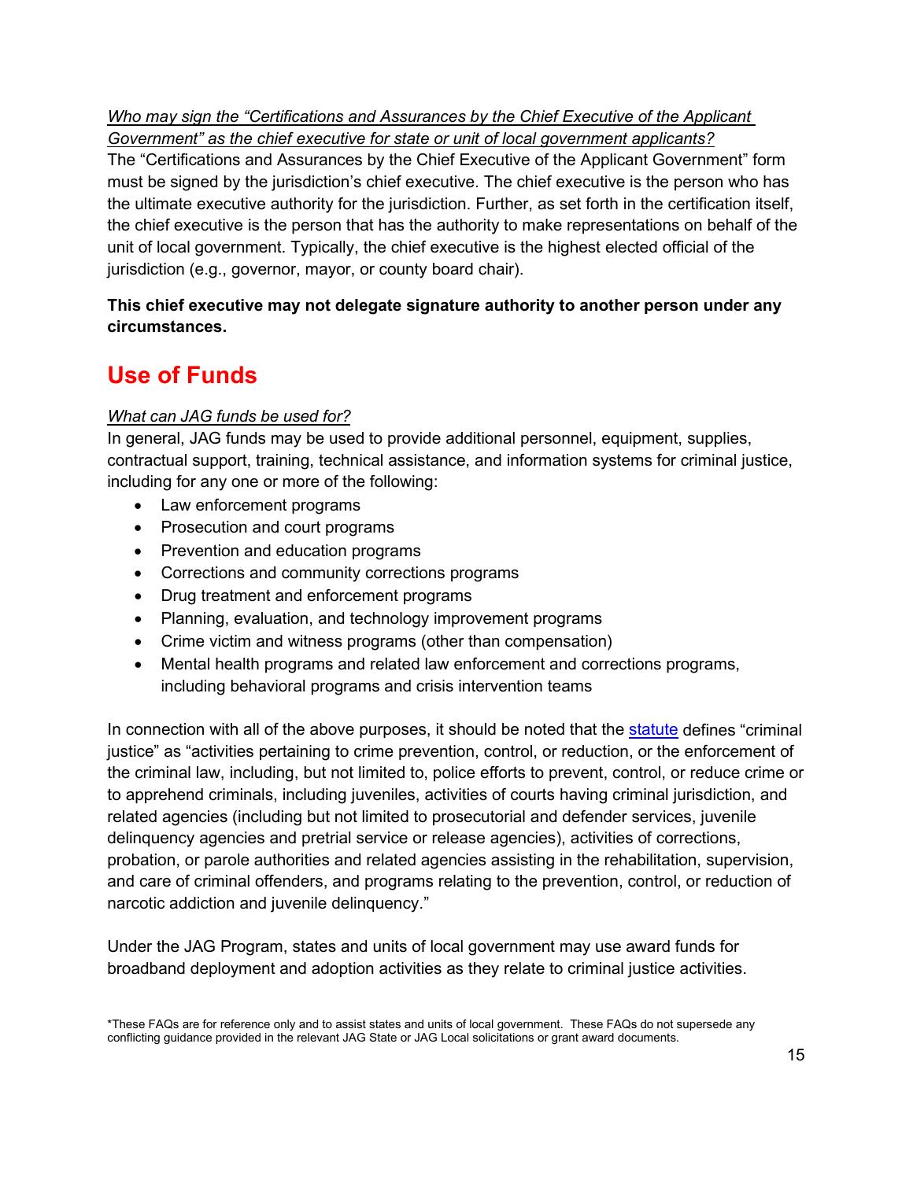*Who may sign the "Certifications and Assurances by the Chief Executive of the Applicant Government" as the chief executive for state or unit of local government applicants?*

The "Certifications and Assurances by the Chief Executive of the Applicant Government" form must be signed by the jurisdiction's chief executive. The chief executive is the person who has the ultimate executive authority for the jurisdiction. Further, as set forth in the certification itself, the chief executive is the person that has the authority to make representations on behalf of the unit of local government. Typically, the chief executive is the highest elected official of the jurisdiction (e.g., governor, mayor, or county board chair).

**This chief executive may not delegate signature authority to another person under any circumstances.**

## Use of Funds

*What can JAG funds be used for?*

In general, JAG funds may be used to provide additional personnel, equipment, supplies, contractual support, training, technical assistance, and information systems for criminal justice, including for any one or more of the following:

- Law enforcement programs
- Prosecution and court programs
- Prevention and education programs
- Corrections and community corrections programs
- Drug treatment and enforcement programs
- Planning, evaluation, and technology improvement programs
- Crime victim and witness programs (other than compensation)
- Mental health programs and related law enforcement and corrections programs, including behavioral programs and crisis intervention teams

In connection with all of the above purposes, it should be noted that the statute defines "criminal justice" as "activities pertaining to crime prevention, control, or reduction, or the enforcement of the criminal law, including, but not limited to, police efforts to prevent, control, or reduce crime or to apprehend criminals, including juveniles, activities of courts having criminal jurisdiction, and related agencies (including but not limited to prosecutorial and defender services, juvenile delinquency agencies and pretrial service or release agencies), activities of corrections, probation, or parole authorities and related agencies assisting in the rehabilitation, supervision, and care of criminal offenders, and programs relating to the prevention, control, or reduction of narcotic addiction and juvenile delinquency."

Under the JAG Program, states and units of local government may use award funds for broadband deployment and adoption activities as they relate to criminal justice activities.

*These FAQs are for reference only and to assist states and units of local government. These FAQs do not supersede any conflicting guidance provided in the relevant JAG State or JAG Local solicitations or grant award documents.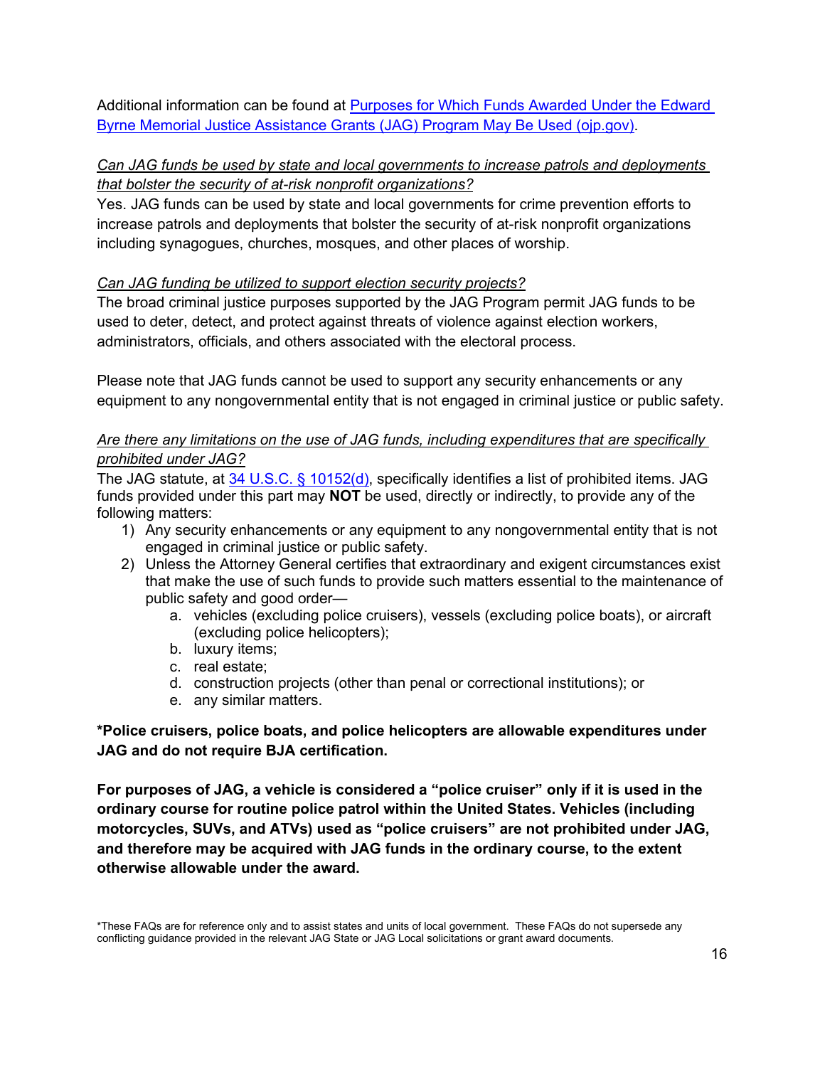Additional information can be found at [Purposes for Which Funds Awarded Under the Edward Byrne Memorial Justice Assistance Grants (JAG) Program May Be Used (ojp.gov)](#).

*Can JAG funds be used by state and local governments to increase patrols and deployments that bolster the security of at-risk nonprofit organizations?*

Yes. JAG funds can be used by state and local governments for crime prevention efforts to increase patrols and deployments that bolster the security of at-risk nonprofit organizations including synagogues, churches, mosques, and other places of worship.

*Can JAG funding be utilized to support election security projects?*

The broad criminal justice purposes supported by the JAG Program permit JAG funds to be used to deter, detect, and protect against threats of violence against election workers, administrators, officials, and others associated with the electoral process.

Please note that JAG funds cannot be used to support any security enhancements or any equipment to any nongovernmental entity that is not engaged in criminal justice or public safety.

*Are there any limitations on the use of JAG funds, including expenditures that are specifically prohibited under JAG?*

The JAG statute, at [34 U.S.C. § 10152(d)](#), specifically identifies a list of prohibited items. JAG funds provided under this part may **NOT** be used, directly or indirectly, to provide any of the following matters:

1) Any security enhancements or any equipment to any nongovernmental entity that is not engaged in criminal justice or public safety.
2) Unless the Attorney General certifies that extraordinary and exigent circumstances exist that make the use of such funds to provide such matters essential to the maintenance of public safety and good order—
    a. vehicles (excluding police cruisers), vessels (excluding police boats), or aircraft (excluding police helicopters);
    b. luxury items;
    c. real estate;
    d. construction projects (other than penal or correctional institutions); or
    e. any similar matters.

**\*Police cruisers, police boats, and police helicopters are allowable expenditures under JAG and do not require BJA certification.**

**For purposes of JAG, a vehicle is considered a "police cruiser" only if it is used in the ordinary course for routine police patrol within the United States. Vehicles (including motorcycles, SUVs, and ATVs) used as "police cruisers" are not prohibited under JAG, and therefore may be acquired with JAG funds in the ordinary course, to the extent otherwise allowable under the award.**

*These FAQs are for reference only and to assist states and units of local government. These FAQs do not supersede any conflicting guidance provided in the relevant JAG State or JAG Local solicitations or grant award documents.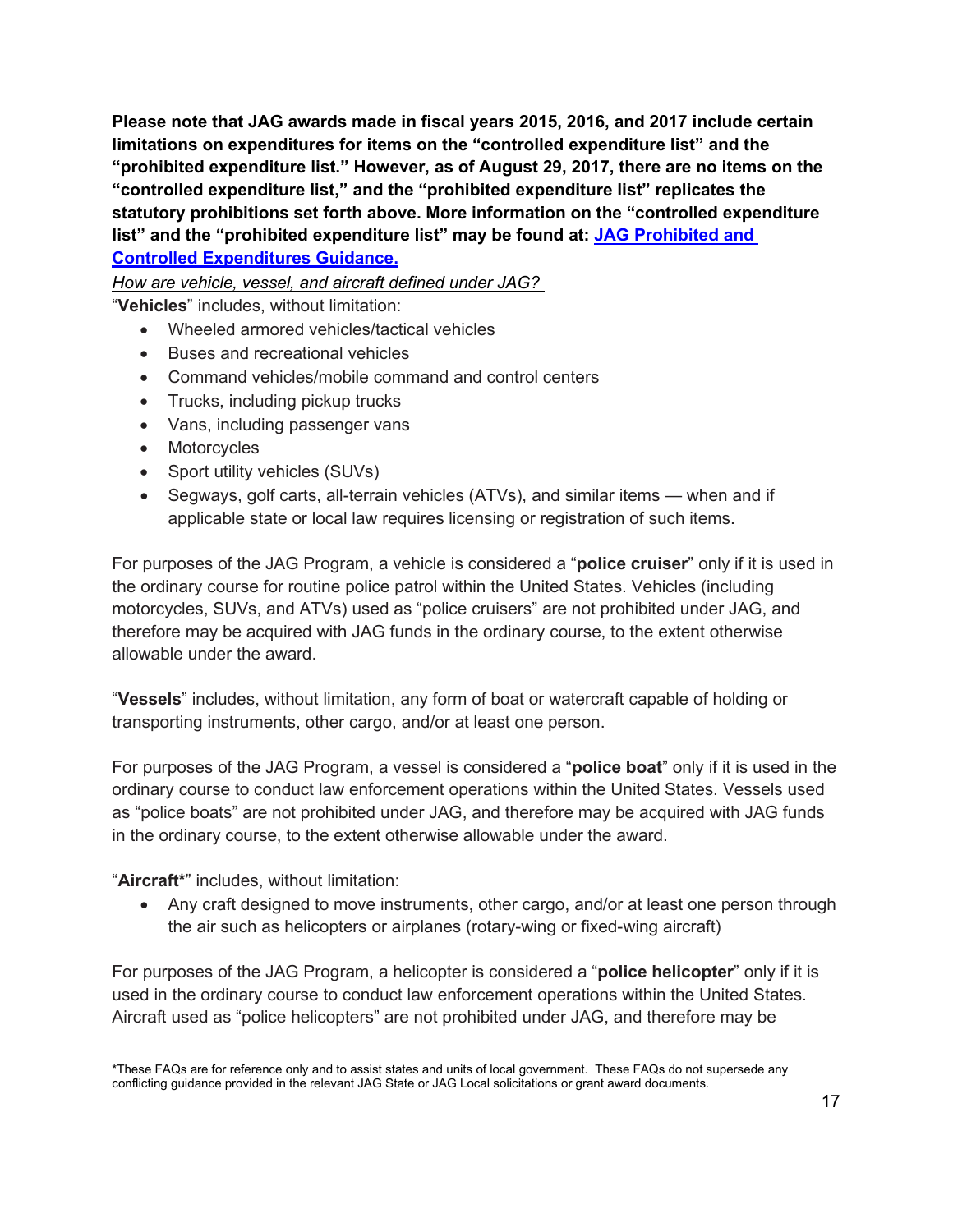**Please note that JAG awards made in fiscal years 2015, 2016, and 2017 include certain limitations on expenditures for items on the "controlled expenditure list" and the "prohibited expenditure list." However, as of August 29, 2017, there are no items on the "controlled expenditure list," and the "prohibited expenditure list" replicates the statutory prohibitions set forth above. More information on the "controlled expenditure list" and the "prohibited expenditure list" may be found at: [JAG Prohibited and Controlled Expenditures Guidance.]()**

*How are vehicle, vessel, and aircraft defined under JAG?*

"**Vehicles**" includes, without limitation:

- Wheeled armored vehicles/tactical vehicles
- Buses and recreational vehicles
- Command vehicles/mobile command and control centers
- Trucks, including pickup trucks
- Vans, including passenger vans
- Motorcycles
- Sport utility vehicles (SUVs)
- Segways, golf carts, all-terrain vehicles (ATVs), and similar items — when and if applicable state or local law requires licensing or registration of such items.

For purposes of the JAG Program, a vehicle is considered a "**police cruiser**" only if it is used in the ordinary course for routine police patrol within the United States. Vehicles (including motorcycles, SUVs, and ATVs) used as "police cruisers" are not prohibited under JAG, and therefore may be acquired with JAG funds in the ordinary course, to the extent otherwise allowable under the award.

"**Vessels**" includes, without limitation, any form of boat or watercraft capable of holding or transporting instruments, other cargo, and/or at least one person.

For purposes of the JAG Program, a vessel is considered a "**police boat**" only if it is used in the ordinary course to conduct law enforcement operations within the United States. Vessels used as "police boats" are not prohibited under JAG, and therefore may be acquired with JAG funds in the ordinary course, to the extent otherwise allowable under the award.

"**Aircraft***" includes, without limitation:

- Any craft designed to move instruments, other cargo, and/or at least one person through the air such as helicopters or airplanes (rotary-wing or fixed-wing aircraft)

For purposes of the JAG Program, a helicopter is considered a "**police helicopter**" only if it is used in the ordinary course to conduct law enforcement operations within the United States. Aircraft used as "police helicopters" are not prohibited under JAG, and therefore may be

*These FAQs are for reference only and to assist states and units of local government. These FAQs do not supersede any conflicting guidance provided in the relevant JAG State or JAG Local solicitations or grant award documents.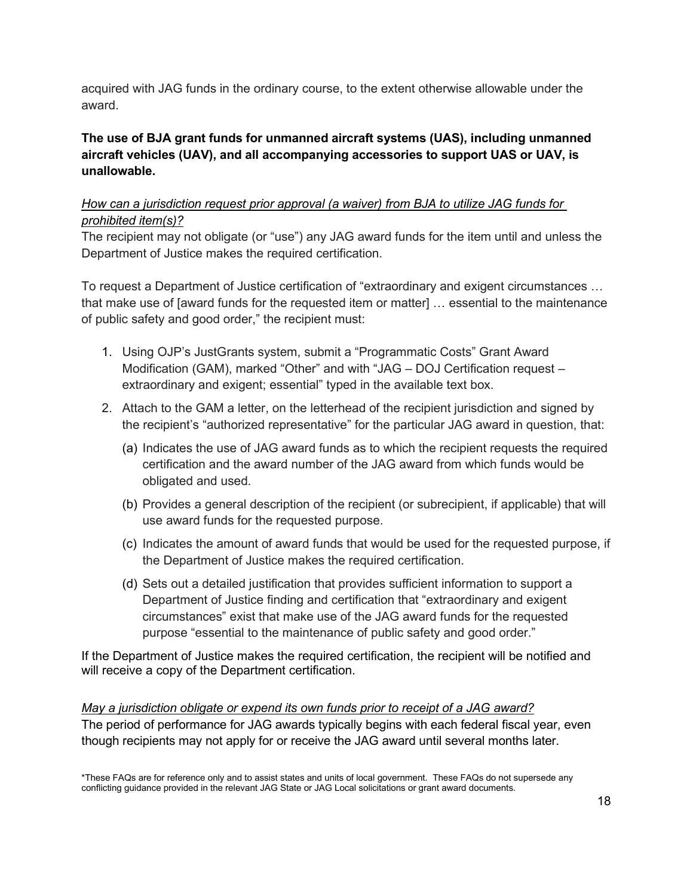acquired with JAG funds in the ordinary course, to the extent otherwise allowable under the award.

**The use of BJA grant funds for unmanned aircraft systems (UAS), including unmanned aircraft vehicles (UAV), and all accompanying accessories to support UAS or UAV, is unallowable.**

*How can a jurisdiction request prior approval (a waiver) from BJA to utilize JAG funds for prohibited item(s)?*

The recipient may not obligate (or "use") any JAG award funds for the item until and unless the Department of Justice makes the required certification.

To request a Department of Justice certification of "extraordinary and exigent circumstances … that make use of [award funds for the requested item or matter] … essential to the maintenance of public safety and good order," the recipient must:

1. Using OJP's JustGrants system, submit a "Programmatic Costs" Grant Award Modification (GAM), marked "Other" and with "JAG – DOJ Certification request – extraordinary and exigent; essential" typed in the available text box.
2. Attach to the GAM a letter, on the letterhead of the recipient jurisdiction and signed by the recipient's "authorized representative" for the particular JAG award in question, that:
   (a) Indicates the use of JAG award funds as to which the recipient requests the required certification and the award number of the JAG award from which funds would be obligated and used.
   (b) Provides a general description of the recipient (or subrecipient, if applicable) that will use award funds for the requested purpose.
   (c) Indicates the amount of award funds that would be used for the requested purpose, if the Department of Justice makes the required certification.
   (d) Sets out a detailed justification that provides sufficient information to support a Department of Justice finding and certification that "extraordinary and exigent circumstances" exist that make use of the JAG award funds for the requested purpose "essential to the maintenance of public safety and good order."

If the Department of Justice makes the required certification, the recipient will be notified and will receive a copy of the Department certification.

*May a jurisdiction obligate or expend its own funds prior to receipt of a JAG award?*

The period of performance for JAG awards typically begins with each federal fiscal year, even though recipients may not apply for or receive the JAG award until several months later.

*These FAQs are for reference only and to assist states and units of local government. These FAQs do not supersede any conflicting guidance provided in the relevant JAG State or JAG Local solicitations or grant award documents.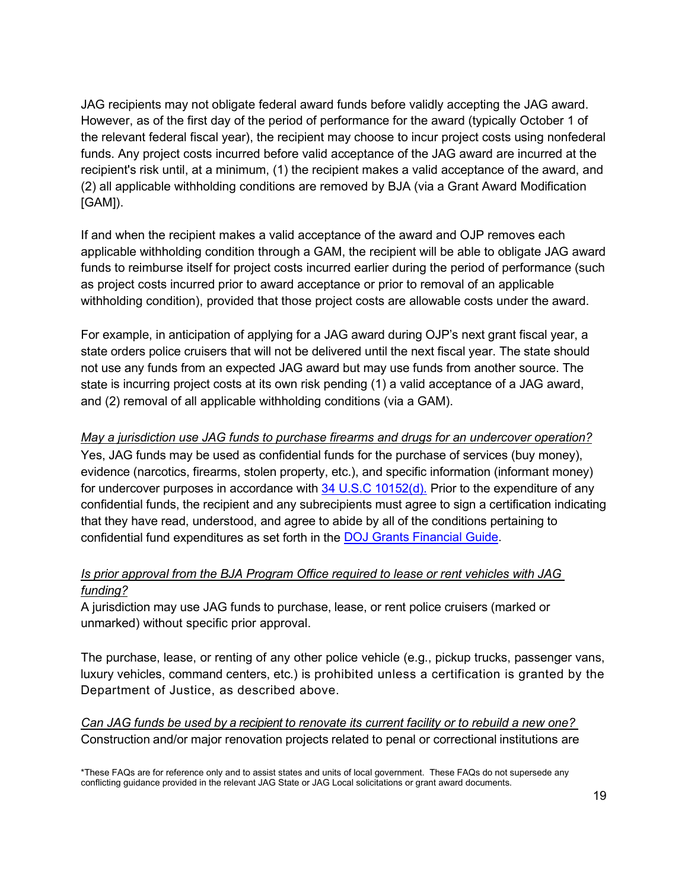JAG recipients may not obligate federal award funds before validly accepting the JAG award. However, as of the first day of the period of performance for the award (typically October 1 of the relevant federal fiscal year), the recipient may choose to incur project costs using nonfederal funds. Any project costs incurred before valid acceptance of the JAG award are incurred at the recipient's risk until, at a minimum, (1) the recipient makes a valid acceptance of the award, and (2) all applicable withholding conditions are removed by BJA (via a Grant Award Modification [GAM]).

If and when the recipient makes a valid acceptance of the award and OJP removes each applicable withholding condition through a GAM, the recipient will be able to obligate JAG award funds to reimburse itself for project costs incurred earlier during the period of performance (such as project costs incurred prior to award acceptance or prior to removal of an applicable withholding condition), provided that those project costs are allowable costs under the award.

For example, in anticipation of applying for a JAG award during OJP's next grant fiscal year, a state orders police cruisers that will not be delivered until the next fiscal year. The state should not use any funds from an expected JAG award but may use funds from another source. The state is incurring project costs at its own risk pending (1) a valid acceptance of a JAG award, and (2) removal of all applicable withholding conditions (via a GAM).

*May a jurisdiction use JAG funds to purchase firearms and drugs for an undercover operation?*
Yes, JAG funds may be used as confidential funds for the purchase of services (buy money), evidence (narcotics, firearms, stolen property, etc.), and specific information (informant money) for undercover purposes in accordance with [34 U.S.C 10152(d).](#) Prior to the expenditure of any confidential funds, the recipient and any subrecipients must agree to sign a certification indicating that they have read, understood, and agree to abide by all of the conditions pertaining to confidential fund expenditures as set forth in the [DOJ Grants Financial Guide](#).

*Is prior approval from the BJA Program Office required to lease or rent vehicles with JAG funding?*
A jurisdiction may use JAG funds to purchase, lease, or rent police cruisers (marked or unmarked) without specific prior approval.

The purchase, lease, or renting of any other police vehicle (e.g., pickup trucks, passenger vans, luxury vehicles, command centers, etc.) is prohibited unless a certification is granted by the Department of Justice, as described above.

*Can JAG funds be used by a recipient to renovate its current facility or to rebuild a new one?*
Construction and/or major renovation projects related to penal or correctional institutions are

*These FAQs are for reference only and to assist states and units of local government. These FAQs do not supersede any conflicting guidance provided in the relevant JAG State or JAG Local solicitations or grant award documents.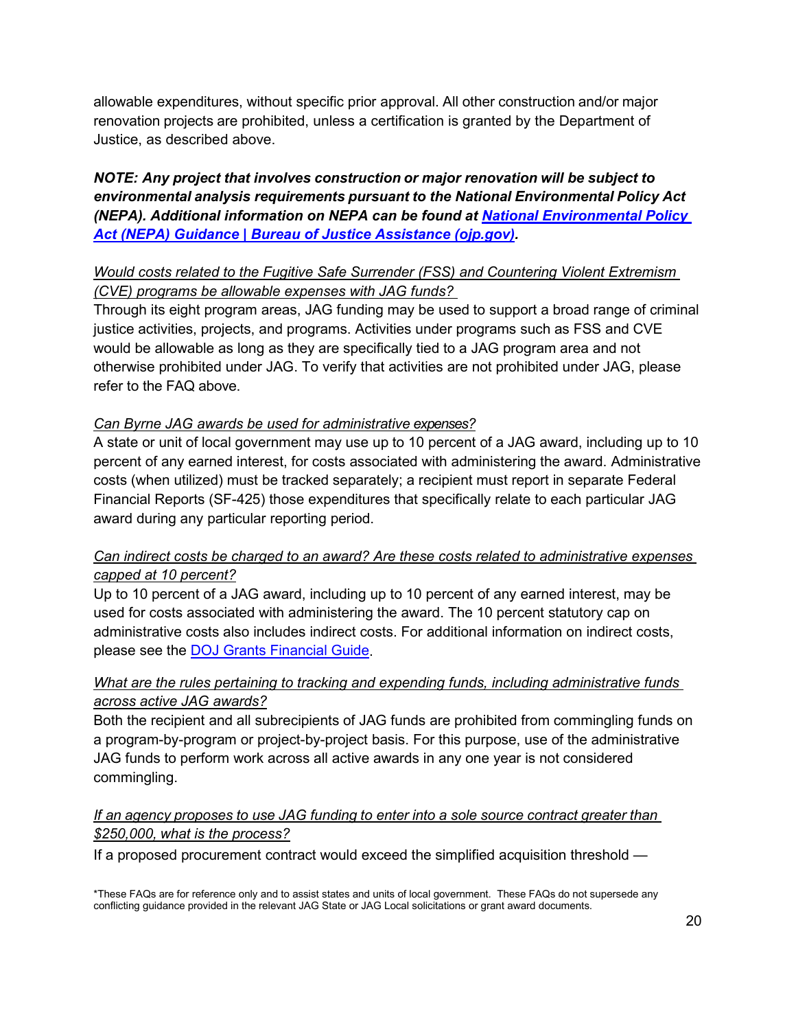allowable expenditures, without specific prior approval. All other construction and/or major renovation projects are prohibited, unless a certification is granted by the Department of Justice, as described above.

***NOTE: Any project that involves construction or major renovation will be subject to environmental analysis requirements pursuant to the National Environmental Policy Act (NEPA). Additional information on NEPA can be found at [National Environmental Policy Act (NEPA) Guidance | Bureau of Justice Assistance (ojp.gov)](https://bja.ojp.gov).***

*Would costs related to the Fugitive Safe Surrender (FSS) and Countering Violent Extremism (CVE) programs be allowable expenses with JAG funds?*

Through its eight program areas, JAG funding may be used to support a broad range of criminal justice activities, projects, and programs. Activities under programs such as FSS and CVE would be allowable as long as they are specifically tied to a JAG program area and not otherwise prohibited under JAG. To verify that activities are not prohibited under JAG, please refer to the FAQ above.

*Can Byrne JAG awards be used for administrative expenses?*

A state or unit of local government may use up to 10 percent of a JAG award, including up to 10 percent of any earned interest, for costs associated with administering the award. Administrative costs (when utilized) must be tracked separately; a recipient must report in separate Federal Financial Reports (SF-425) those expenditures that specifically relate to each particular JAG award during any particular reporting period.

*Can indirect costs be charged to an award? Are these costs related to administrative expenses capped at 10 percent?*

Up to 10 percent of a JAG award, including up to 10 percent of any earned interest, may be used for costs associated with administering the award. The 10 percent statutory cap on administrative costs also includes indirect costs. For additional information on indirect costs, please see the DOJ Grants Financial Guide.

*What are the rules pertaining to tracking and expending funds, including administrative funds across active JAG awards?*

Both the recipient and all subrecipients of JAG funds are prohibited from commingling funds on a program-by-program or project-by-project basis. For this purpose, use of the administrative JAG funds to perform work across all active awards in any one year is not considered commingling.

*If an agency proposes to use JAG funding to enter into a sole source contract greater than $250,000, what is the process?*

If a proposed procurement contract would exceed the simplified acquisition threshold —

*These FAQs are for reference only and to assist states and units of local government. These FAQs do not supersede any conflicting guidance provided in the relevant JAG State or JAG Local solicitations or grant award documents.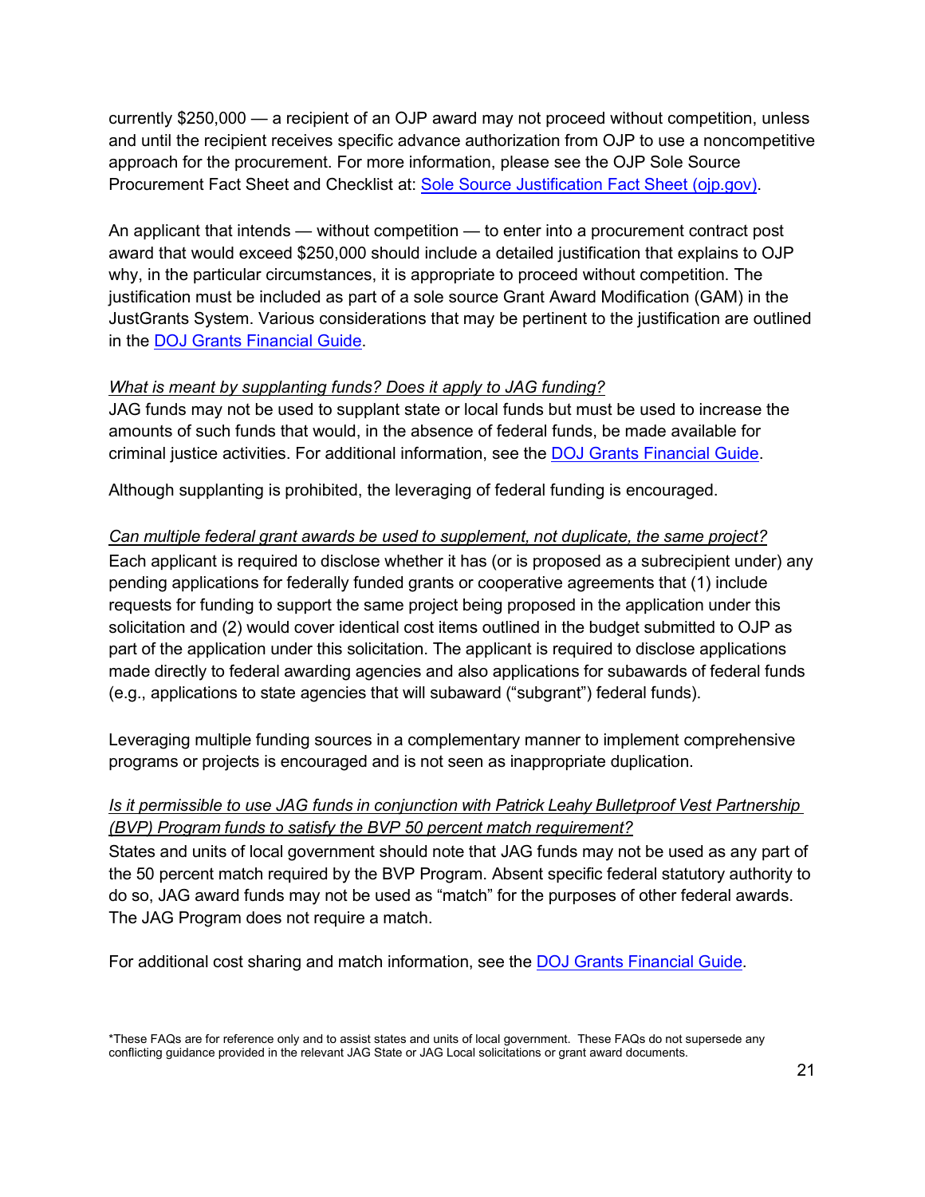currently $250,000 — a recipient of an OJP award may not proceed without competition, unless and until the recipient receives specific advance authorization from OJP to use a noncompetitive approach for the procurement. For more information, please see the OJP Sole Source Procurement Fact Sheet and Checklist at: [Sole Source Justification Fact Sheet (ojp.gov)](https://ojp.gov).

An applicant that intends — without competition — to enter into a procurement contract post award that would exceed $250,000 should include a detailed justification that explains to OJP why, in the particular circumstances, it is appropriate to proceed without competition. The justification must be included as part of a sole source Grant Award Modification (GAM) in the JustGrants System. Various considerations that may be pertinent to the justification are outlined in the DOJ Grants Financial Guide.

*What is meant by supplanting funds? Does it apply to JAG funding?*
JAG funds may not be used to supplant state or local funds but must be used to increase the amounts of such funds that would, in the absence of federal funds, be made available for criminal justice activities. For additional information, see the DOJ Grants Financial Guide.

Although supplanting is prohibited, the leveraging of federal funding is encouraged.

*Can multiple federal grant awards be used to supplement, not duplicate, the same project?*
Each applicant is required to disclose whether it has (or is proposed as a subrecipient under) any pending applications for federally funded grants or cooperative agreements that (1) include requests for funding to support the same project being proposed in the application under this solicitation and (2) would cover identical cost items outlined in the budget submitted to OJP as part of the application under this solicitation. The applicant is required to disclose applications made directly to federal awarding agencies and also applications for subawards of federal funds (e.g., applications to state agencies that will subaward ("subgrant") federal funds).

Leveraging multiple funding sources in a complementary manner to implement comprehensive programs or projects is encouraged and is not seen as inappropriate duplication.

*Is it permissible to use JAG funds in conjunction with Patrick Leahy Bulletproof Vest Partnership (BVP) Program funds to satisfy the BVP 50 percent match requirement?*
States and units of local government should note that JAG funds may not be used as any part of the 50 percent match required by the BVP Program. Absent specific federal statutory authority to do so, JAG award funds may not be used as "match" for the purposes of other federal awards. The JAG Program does not require a match.

For additional cost sharing and match information, see the DOJ Grants Financial Guide.

*These FAQs are for reference only and to assist states and units of local government. These FAQs do not supersede any conflicting guidance provided in the relevant JAG State or JAG Local solicitations or grant award documents.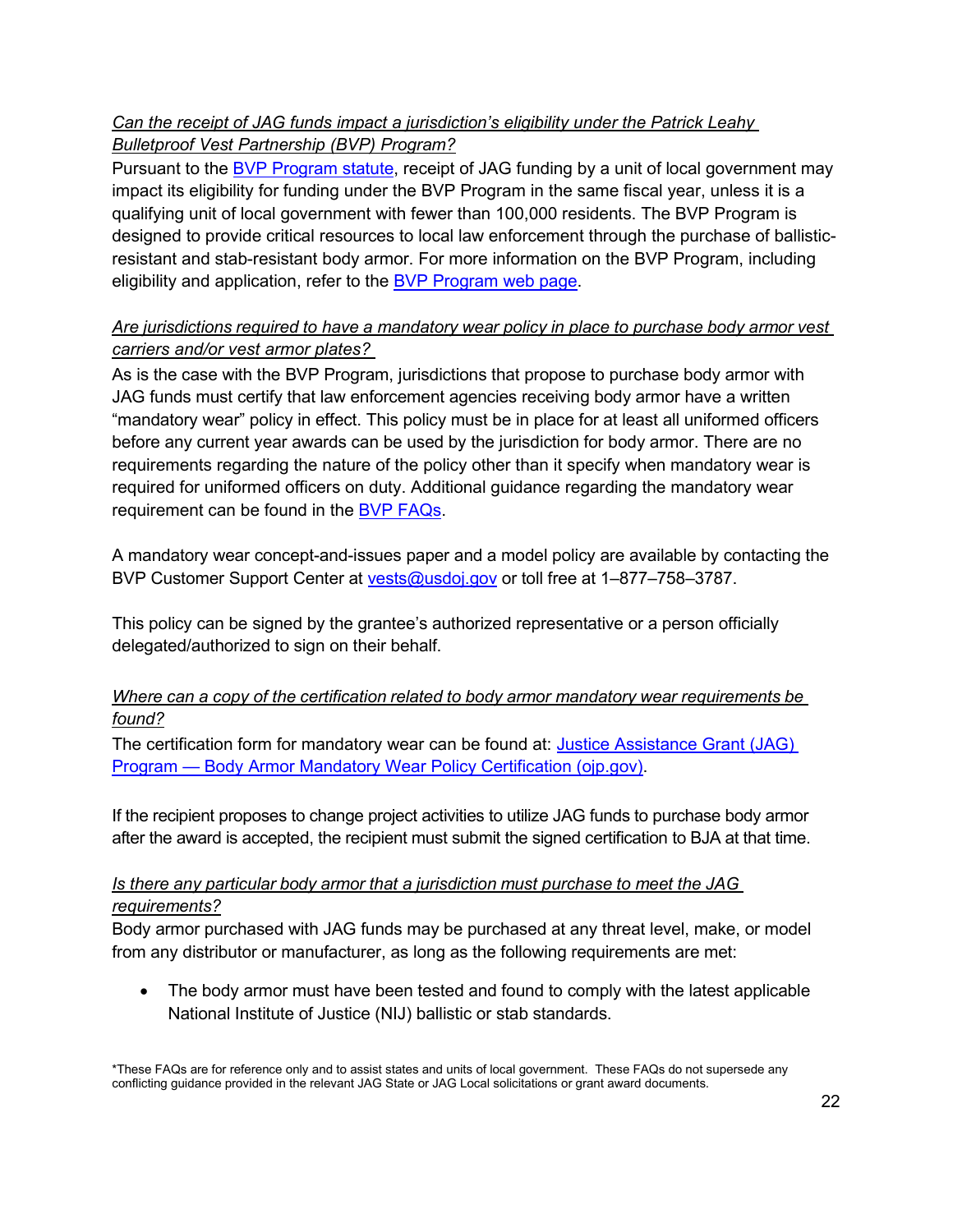*Can the receipt of JAG funds impact a jurisdiction's eligibility under the Patrick Leahy Bulletproof Vest Partnership (BVP) Program?*

Pursuant to the BVP Program statute, receipt of JAG funding by a unit of local government may impact its eligibility for funding under the BVP Program in the same fiscal year, unless it is a qualifying unit of local government with fewer than 100,000 residents. The BVP Program is designed to provide critical resources to local law enforcement through the purchase of ballistic-resistant and stab-resistant body armor. For more information on the BVP Program, including eligibility and application, refer to the BVP Program web page.

*Are jurisdictions required to have a mandatory wear policy in place to purchase body armor vest carriers and/or vest armor plates?*

As is the case with the BVP Program, jurisdictions that propose to purchase body armor with JAG funds must certify that law enforcement agencies receiving body armor have a written "mandatory wear" policy in effect. This policy must be in place for at least all uniformed officers before any current year awards can be used by the jurisdiction for body armor. There are no requirements regarding the nature of the policy other than it specify when mandatory wear is required for uniformed officers on duty. Additional guidance regarding the mandatory wear requirement can be found in the BVP FAQs.

A mandatory wear concept-and-issues paper and a model policy are available by contacting the BVP Customer Support Center at vests@usdoj.gov or toll free at 1–877–758–3787.

This policy can be signed by the grantee's authorized representative or a person officially delegated/authorized to sign on their behalf.

*Where can a copy of the certification related to body armor mandatory wear requirements be found?*

The certification form for mandatory wear can be found at: Justice Assistance Grant (JAG) Program — Body Armor Mandatory Wear Policy Certification (ojp.gov).

If the recipient proposes to change project activities to utilize JAG funds to purchase body armor after the award is accepted, the recipient must submit the signed certification to BJA at that time.

*Is there any particular body armor that a jurisdiction must purchase to meet the JAG requirements?*

Body armor purchased with JAG funds may be purchased at any threat level, make, or model from any distributor or manufacturer, as long as the following requirements are met:

- The body armor must have been tested and found to comply with the latest applicable National Institute of Justice (NIJ) ballistic or stab standards.

*These FAQs are for reference only and to assist states and units of local government. These FAQs do not supersede any conflicting guidance provided in the relevant JAG State or JAG Local solicitations or grant award documents.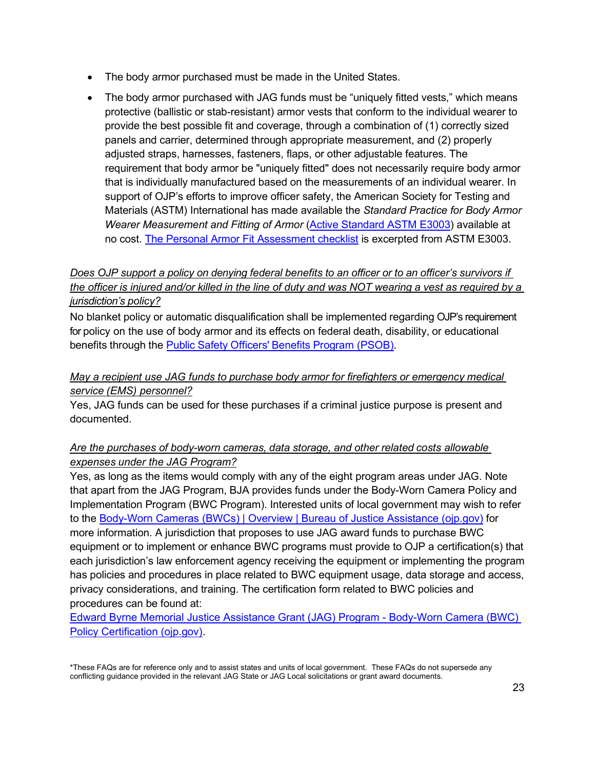- The body armor purchased must be made in the United States.
- The body armor purchased with JAG funds must be "uniquely fitted vests," which means protective (ballistic or stab-resistant) armor vests that conform to the individual wearer to provide the best possible fit and coverage, through a combination of (1) correctly sized panels and carrier, determined through appropriate measurement, and (2) properly adjusted straps, harnesses, fasteners, flaps, or other adjustable features. The requirement that body armor be "uniquely fitted" does not necessarily require body armor that is individually manufactured based on the measurements of an individual wearer. In support of OJP's efforts to improve officer safety, the American Society for Testing and Materials (ASTM) International has made available the *Standard Practice for Body Armor Wearer Measurement and Fitting of Armor* (Active Standard ASTM E3003) available at no cost. The Personal Armor Fit Assessment checklist is excerpted from ASTM E3003.

*Does OJP support a policy on denying federal benefits to an officer or to an officer's survivors if the officer is injured and/or killed in the line of duty and was NOT wearing a vest as required by a jurisdiction's policy?*

No blanket policy or automatic disqualification shall be implemented regarding OJP's requirement for policy on the use of body armor and its effects on federal death, disability, or educational benefits through the Public Safety Officers' Benefits Program (PSOB).

*May a recipient use JAG funds to purchase body armor for firefighters or emergency medical service (EMS) personnel?*

Yes, JAG funds can be used for these purchases if a criminal justice purpose is present and documented.

*Are the purchases of body-worn cameras, data storage, and other related costs allowable expenses under the JAG Program?*

Yes, as long as the items would comply with any of the eight program areas under JAG. Note that apart from the JAG Program, BJA provides funds under the Body-Worn Camera Policy and Implementation Program (BWC Program). Interested units of local government may wish to refer to the Body-Worn Cameras (BWCs) | Overview | Bureau of Justice Assistance (ojp.gov) for more information. A jurisdiction that proposes to use JAG award funds to purchase BWC equipment or to implement or enhance BWC programs must provide to OJP a certification(s) that each jurisdiction's law enforcement agency receiving the equipment or implementing the program has policies and procedures in place related to BWC equipment usage, data storage and access, privacy considerations, and training. The certification form related to BWC policies and procedures can be found at:
Edward Byrne Memorial Justice Assistance Grant (JAG) Program - Body-Worn Camera (BWC) Policy Certification (ojp.gov).

*These FAQs are for reference only and to assist states and units of local government. These FAQs do not supersede any conflicting guidance provided in the relevant JAG State or JAG Local solicitations or grant award documents.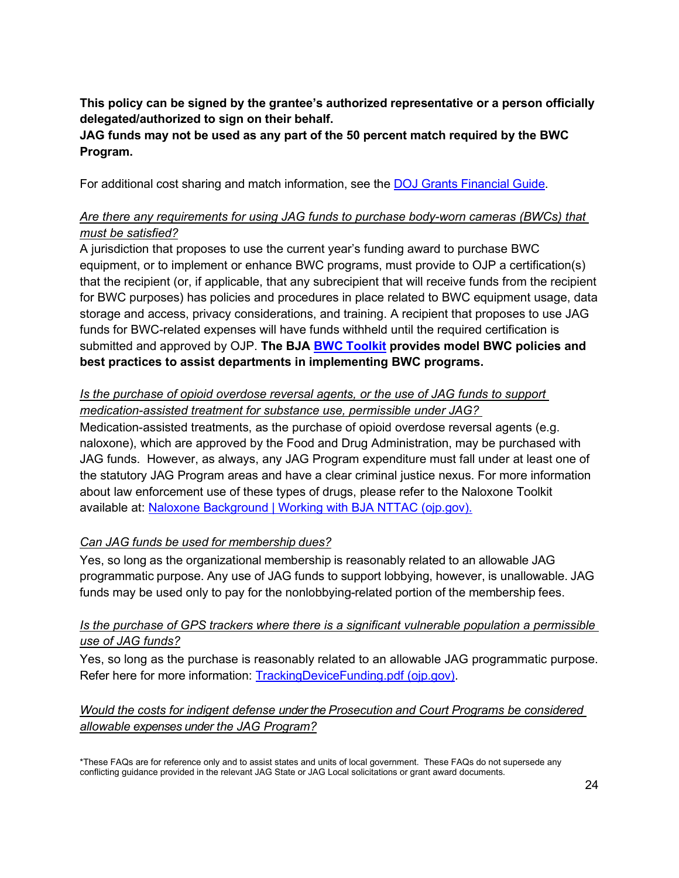**This policy can be signed by the grantee's authorized representative or a person officially delegated/authorized to sign on their behalf.**
**JAG funds may not be used as any part of the 50 percent match required by the BWC Program.**

For additional cost sharing and match information, see the [DOJ Grants Financial Guide](DOJ Grants Financial Guide).

*Are there any requirements for using JAG funds to purchase body-worn cameras (BWCs) that must be satisfied?*

A jurisdiction that proposes to use the current year's funding award to purchase BWC equipment, or to implement or enhance BWC programs, must provide to OJP a certification(s) that the recipient (or, if applicable, that any subrecipient that will receive funds from the recipient for BWC purposes) has policies and procedures in place related to BWC equipment usage, data storage and access, privacy considerations, and training. A recipient that proposes to use JAG funds for BWC-related expenses will have funds withheld until the required certification is submitted and approved by OJP. **The BJA BWC Toolkit provides model BWC policies and best practices to assist departments in implementing BWC programs.**

*Is the purchase of opioid overdose reversal agents, or the use of JAG funds to support medication-assisted treatment for substance use, permissible under JAG?*

Medication-assisted treatments, as the purchase of opioid overdose reversal agents (e.g. naloxone), which are approved by the Food and Drug Administration, may be purchased with JAG funds. However, as always, any JAG Program expenditure must fall under at least one of the statutory JAG Program areas and have a clear criminal justice nexus. For more information about law enforcement use of these types of drugs, please refer to the Naloxone Toolkit available at: Naloxone Background | Working with BJA NTTAC (ojp.gov).

*Can JAG funds be used for membership dues?*

Yes, so long as the organizational membership is reasonably related to an allowable JAG programmatic purpose. Any use of JAG funds to support lobbying, however, is unallowable. JAG funds may be used only to pay for the nonlobbying-related portion of the membership fees.

*Is the purchase of GPS trackers where there is a significant vulnerable population a permissible use of JAG funds?*

Yes, so long as the purchase is reasonably related to an allowable JAG programmatic purpose. Refer here for more information: TrackingDeviceFunding.pdf (ojp.gov).

*Would the costs for indigent defense under the Prosecution and Court Programs be considered allowable expenses under the JAG Program?*

*These FAQs are for reference only and to assist states and units of local government. These FAQs do not supersede any conflicting guidance provided in the relevant JAG State or JAG Local solicitations or grant award documents.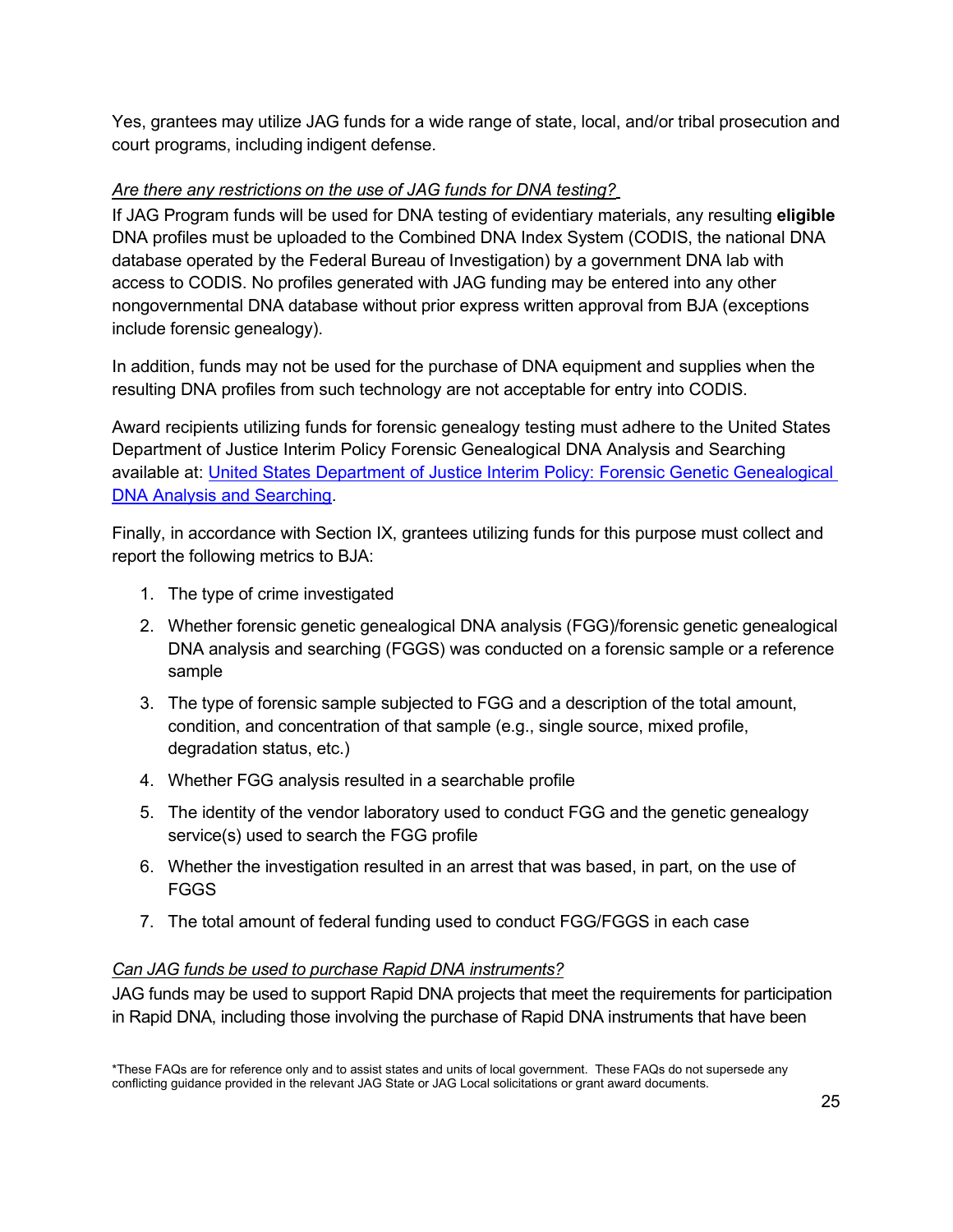Yes, grantees may utilize JAG funds for a wide range of state, local, and/or tribal prosecution and court programs, including indigent defense.

*Are there any restrictions on the use of JAG funds for DNA testing?*

If JAG Program funds will be used for DNA testing of evidentiary materials, any resulting **eligible** DNA profiles must be uploaded to the Combined DNA Index System (CODIS, the national DNA database operated by the Federal Bureau of Investigation) by a government DNA lab with access to CODIS. No profiles generated with JAG funding may be entered into any other nongovernmental DNA database without prior express written approval from BJA (exceptions include forensic genealogy).

In addition, funds may not be used for the purchase of DNA equipment and supplies when the resulting DNA profiles from such technology are not acceptable for entry into CODIS.

Award recipients utilizing funds for forensic genealogy testing must adhere to the United States Department of Justice Interim Policy Forensic Genealogical DNA Analysis and Searching available at: [United States Department of Justice Interim Policy: Forensic Genetic Genealogical DNA Analysis and Searching](#).

Finally, in accordance with Section IX, grantees utilizing funds for this purpose must collect and report the following metrics to BJA:

1. The type of crime investigated
2. Whether forensic genetic genealogical DNA analysis (FGG)/forensic genetic genealogical DNA analysis and searching (FGGS) was conducted on a forensic sample or a reference sample
3. The type of forensic sample subjected to FGG and a description of the total amount, condition, and concentration of that sample (e.g., single source, mixed profile, degradation status, etc.)
4. Whether FGG analysis resulted in a searchable profile
5. The identity of the vendor laboratory used to conduct FGG and the genetic genealogy service(s) used to search the FGG profile
6. Whether the investigation resulted in an arrest that was based, in part, on the use of FGGS
7. The total amount of federal funding used to conduct FGG/FGGS in each case

*Can JAG funds be used to purchase Rapid DNA instruments?*

JAG funds may be used to support Rapid DNA projects that meet the requirements for participation in Rapid DNA, including those involving the purchase of Rapid DNA instruments that have been

*These FAQs are for reference only and to assist states and units of local government. These FAQs do not supersede any conflicting guidance provided in the relevant JAG State or JAG Local solicitations or grant award documents.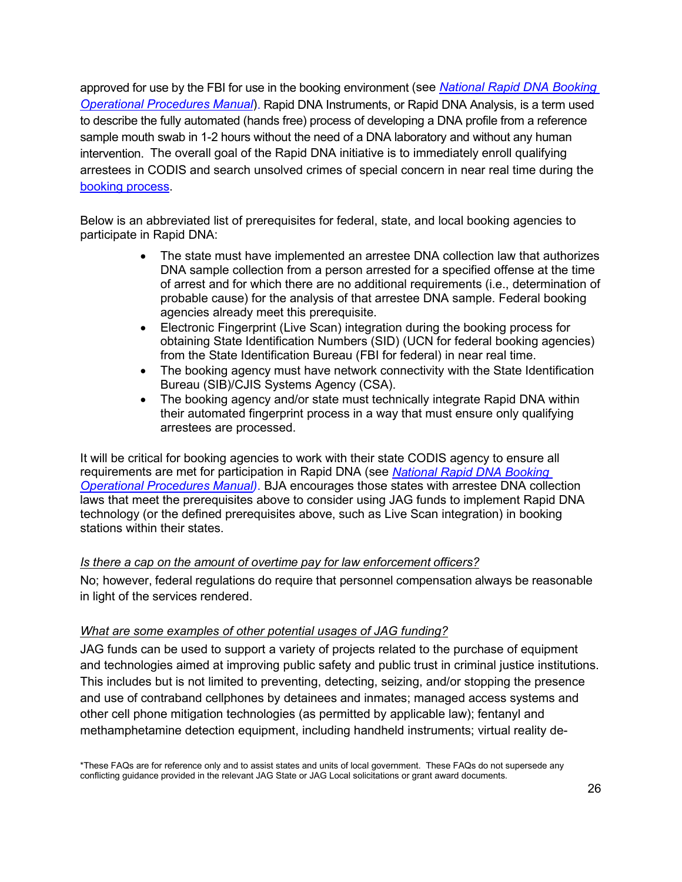approved for use by the FBI for use in the booking environment (see *National Rapid DNA Booking Operational Procedures Manual*). Rapid DNA Instruments, or Rapid DNA Analysis, is a term used to describe the fully automated (hands free) process of developing a DNA profile from a reference sample mouth swab in 1-2 hours without the need of a DNA laboratory and without any human intervention. The overall goal of the Rapid DNA initiative is to immediately enroll qualifying arrestees in CODIS and search unsolved crimes of special concern in near real time during the booking process.

Below is an abbreviated list of prerequisites for federal, state, and local booking agencies to participate in Rapid DNA:

- The state must have implemented an arrestee DNA collection law that authorizes DNA sample collection from a person arrested for a specified offense at the time of arrest and for which there are no additional requirements (i.e., determination of probable cause) for the analysis of that arrestee DNA sample. Federal booking agencies already meet this prerequisite.
- Electronic Fingerprint (Live Scan) integration during the booking process for obtaining State Identification Numbers (SID) (UCN for federal booking agencies) from the State Identification Bureau (FBI for federal) in near real time.
- The booking agency must have network connectivity with the State Identification Bureau (SIB)/CJIS Systems Agency (CSA).
- The booking agency and/or state must technically integrate Rapid DNA within their automated fingerprint process in a way that must ensure only qualifying arrestees are processed.

It will be critical for booking agencies to work with their state CODIS agency to ensure all requirements are met for participation in Rapid DNA (see *National Rapid DNA Booking Operational Procedures Manual)*. BJA encourages those states with arrestee DNA collection laws that meet the prerequisites above to consider using JAG funds to implement Rapid DNA technology (or the defined prerequisites above, such as Live Scan integration) in booking stations within their states.

*Is there a cap on the amount of overtime pay for law enforcement officers?*

No; however, federal regulations do require that personnel compensation always be reasonable in light of the services rendered.

*What are some examples of other potential usages of JAG funding?*

JAG funds can be used to support a variety of projects related to the purchase of equipment and technologies aimed at improving public safety and public trust in criminal justice institutions. This includes but is not limited to preventing, detecting, seizing, and/or stopping the presence and use of contraband cellphones by detainees and inmates; managed access systems and other cell phone mitigation technologies (as permitted by applicable law); fentanyl and methamphetamine detection equipment, including handheld instruments; virtual reality de-

*These FAQs are for reference only and to assist states and units of local government. These FAQs do not supersede any conflicting guidance provided in the relevant JAG State or JAG Local solicitations or grant award documents.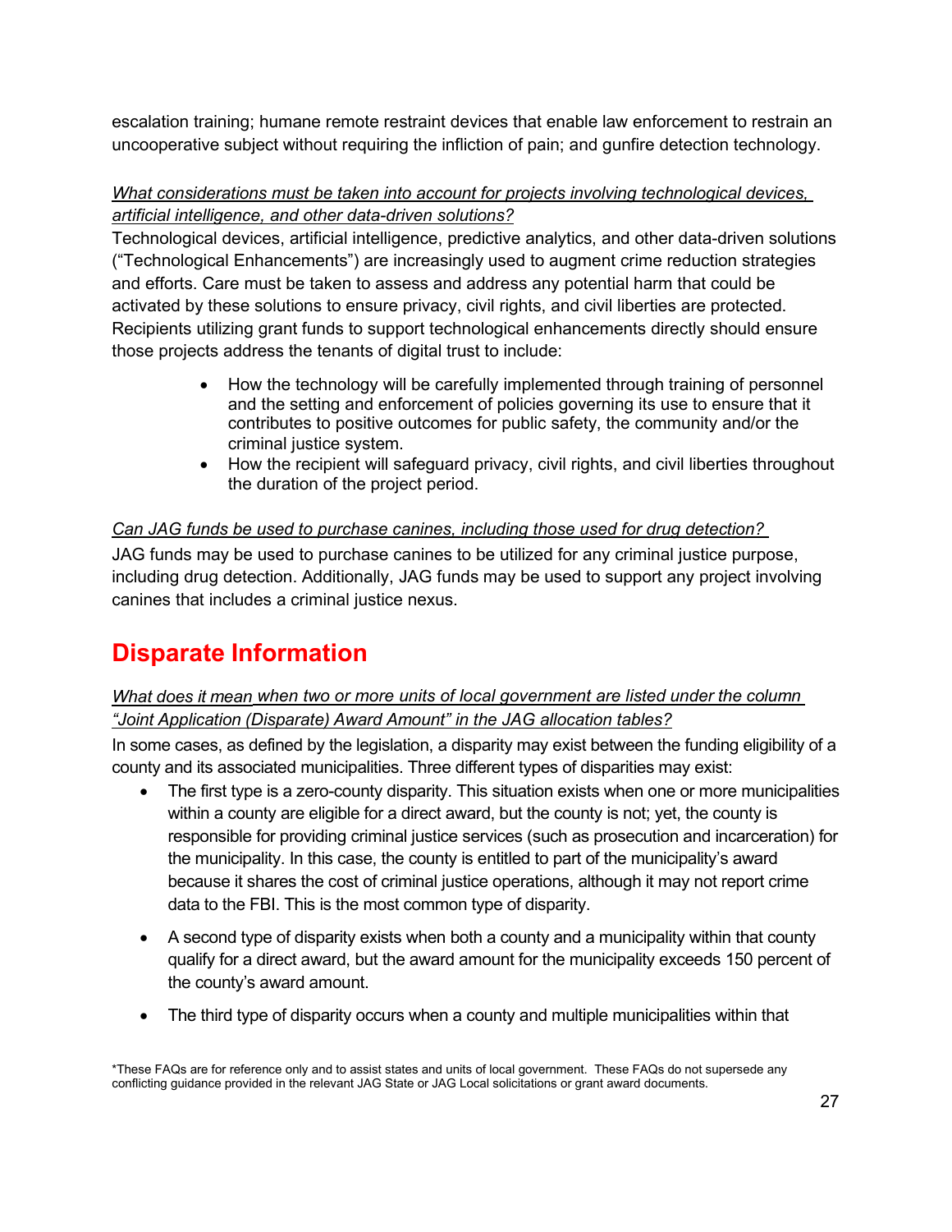escalation training; humane remote restraint devices that enable law enforcement to restrain an uncooperative subject without requiring the infliction of pain; and gunfire detection technology.

*What considerations must be taken into account for projects involving technological devices, artificial intelligence, and other data-driven solutions?*

Technological devices, artificial intelligence, predictive analytics, and other data-driven solutions ("Technological Enhancements") are increasingly used to augment crime reduction strategies and efforts. Care must be taken to assess and address any potential harm that could be activated by these solutions to ensure privacy, civil rights, and civil liberties are protected. Recipients utilizing grant funds to support technological enhancements directly should ensure those projects address the tenants of digital trust to include:

- How the technology will be carefully implemented through training of personnel and the setting and enforcement of policies governing its use to ensure that it contributes to positive outcomes for public safety, the community and/or the criminal justice system.
- How the recipient will safeguard privacy, civil rights, and civil liberties throughout the duration of the project period.

*Can JAG funds be used to purchase canines, including those used for drug detection?*

JAG funds may be used to purchase canines to be utilized for any criminal justice purpose, including drug detection. Additionally, JAG funds may be used to support any project involving canines that includes a criminal justice nexus.

# Disparate Information

*What does it mean when two or more units of local government are listed under the column "Joint Application (Disparate) Award Amount" in the JAG allocation tables?*

In some cases, as defined by the legislation, a disparity may exist between the funding eligibility of a county and its associated municipalities. Three different types of disparities may exist:

- The first type is a zero-county disparity. This situation exists when one or more municipalities within a county are eligible for a direct award, but the county is not; yet, the county is responsible for providing criminal justice services (such as prosecution and incarceration) for the municipality. In this case, the county is entitled to part of the municipality's award because it shares the cost of criminal justice operations, although it may not report crime data to the FBI. This is the most common type of disparity.
- A second type of disparity exists when both a county and a municipality within that county qualify for a direct award, but the award amount for the municipality exceeds 150 percent of the county's award amount.
- The third type of disparity occurs when a county and multiple municipalities within that

*These FAQs are for reference only and to assist states and units of local government. These FAQs do not supersede any conflicting guidance provided in the relevant JAG State or JAG Local solicitations or grant award documents.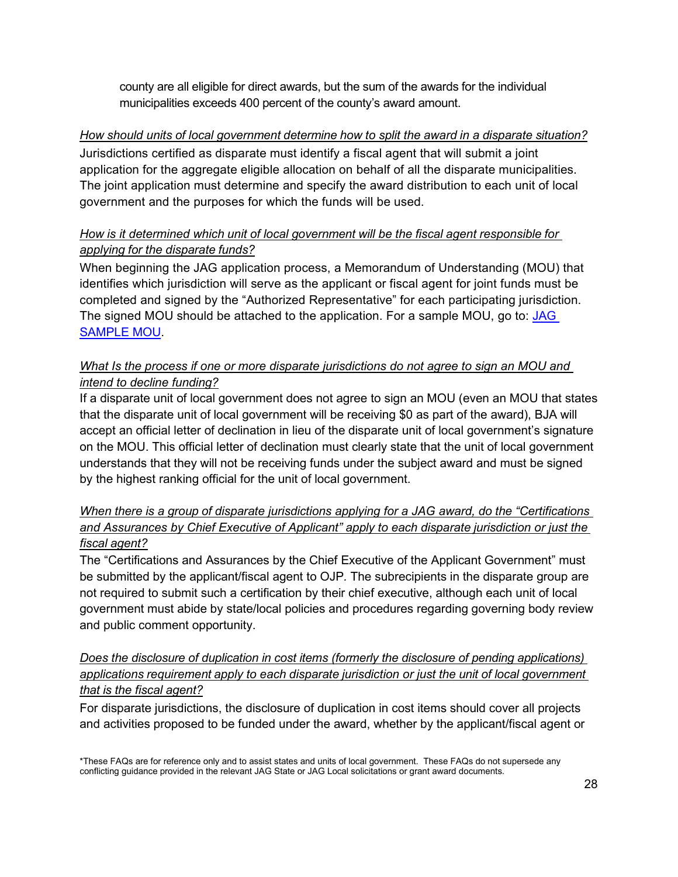county are all eligible for direct awards, but the sum of the awards for the individual municipalities exceeds 400 percent of the county's award amount.

*How should units of local government determine how to split the award in a disparate situation?*

Jurisdictions certified as disparate must identify a fiscal agent that will submit a joint application for the aggregate eligible allocation on behalf of all the disparate municipalities. The joint application must determine and specify the award distribution to each unit of local government and the purposes for which the funds will be used.

*How is it determined which unit of local government will be the fiscal agent responsible for applying for the disparate funds?*

When beginning the JAG application process, a Memorandum of Understanding (MOU) that identifies which jurisdiction will serve as the applicant or fiscal agent for joint funds must be completed and signed by the "Authorized Representative" for each participating jurisdiction. The signed MOU should be attached to the application. For a sample MOU, go to: [JAG SAMPLE MOU](#).

*What Is the process if one or more disparate jurisdictions do not agree to sign an MOU and intend to decline funding?*

If a disparate unit of local government does not agree to sign an MOU (even an MOU that states that the disparate unit of local government will be receiving $0 as part of the award), BJA will accept an official letter of declination in lieu of the disparate unit of local government's signature on the MOU. This official letter of declination must clearly state that the unit of local government understands that they will not be receiving funds under the subject award and must be signed by the highest ranking official for the unit of local government.

*When there is a group of disparate jurisdictions applying for a JAG award, do the "Certifications and Assurances by Chief Executive of Applicant" apply to each disparate jurisdiction or just the fiscal agent?*

The "Certifications and Assurances by the Chief Executive of the Applicant Government" must be submitted by the applicant/fiscal agent to OJP*.* The subrecipients in the disparate group are not required to submit such a certification by their chief executive, although each unit of local government must abide by state/local policies and procedures regarding governing body review and public comment opportunity.

*Does the disclosure of duplication in cost items (formerly the disclosure of pending applications) applications requirement apply to each disparate jurisdiction or just the unit of local government that is the fiscal agent?*

For disparate jurisdictions, the disclosure of duplication in cost items should cover all projects and activities proposed to be funded under the award, whether by the applicant/fiscal agent or

*These FAQs are for reference only and to assist states and units of local government. These FAQs do not supersede any conflicting guidance provided in the relevant JAG State or JAG Local solicitations or grant award documents.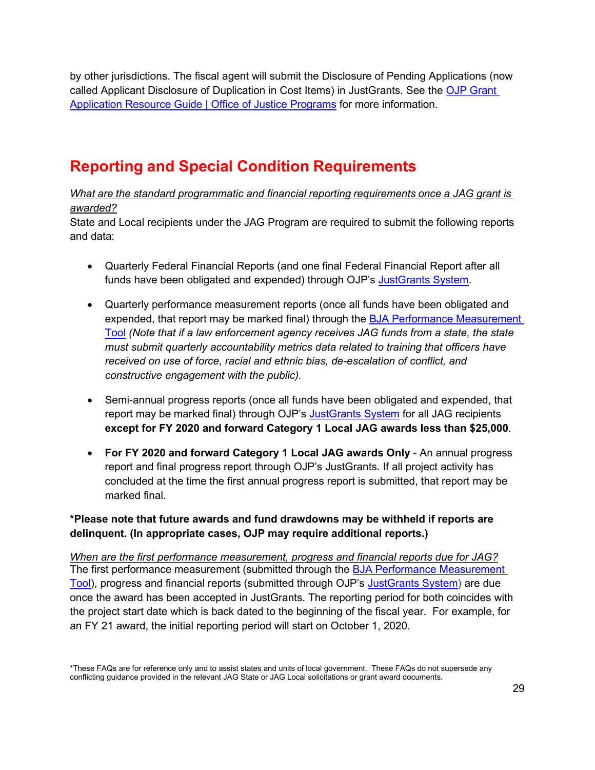by other jurisdictions. The fiscal agent will submit the Disclosure of Pending Applications (now called Applicant Disclosure of Duplication in Cost Items) in JustGrants. See the [OJP Grant Application Resource Guide | Office of Justice Programs]() for more information.

## Reporting and Special Condition Requirements

*What are the standard programmatic and financial reporting requirements once a JAG grant is awarded?*

State and Local recipients under the JAG Program are required to submit the following reports and data:

- Quarterly Federal Financial Reports (and one final Federal Financial Report after all funds have been obligated and expended) through OJP's [JustGrants System]().

- Quarterly performance measurement reports (once all funds have been obligated and expended, that report may be marked final) through the [BJA Performance Measurement Tool]() *(Note that if a law enforcement agency receives JAG funds from a state, the state must submit quarterly accountability metrics data related to training that officers have received on use of force, racial and ethnic bias, de-escalation of conflict, and constructive engagement with the public).*

- Semi-annual progress reports (once all funds have been obligated and expended, that report may be marked final) through OJP's [JustGrants System]() for all JAG recipients **except for FY 2020 and forward Category 1 Local JAG awards less than $25,000**.

- **For FY 2020 and forward Category 1 Local JAG awards Only** - An annual progress report and final progress report through OJP's JustGrants. If all project activity has concluded at the time the first annual progress report is submitted, that report may be marked final.

**\*Please note that future awards and fund drawdowns may be withheld if reports are delinquent. (In appropriate cases, OJP may require additional reports.)**

*When are the first performance measurement, progress and financial reports due for JAG?*

The first performance measurement (submitted through the [BJA Performance Measurement Tool]()), progress and financial reports (submitted through OJP's [JustGrants System)]() are due once the award has been accepted in JustGrants. The reporting period for both coincides with the project start date which is back dated to the beginning of the fiscal year. For example, for an FY 21 award, the initial reporting period will start on October 1, 2020.

*These FAQs are for reference only and to assist states and units of local government. These FAQs do not supersede any conflicting guidance provided in the relevant JAG State or JAG Local solicitations or grant award documents.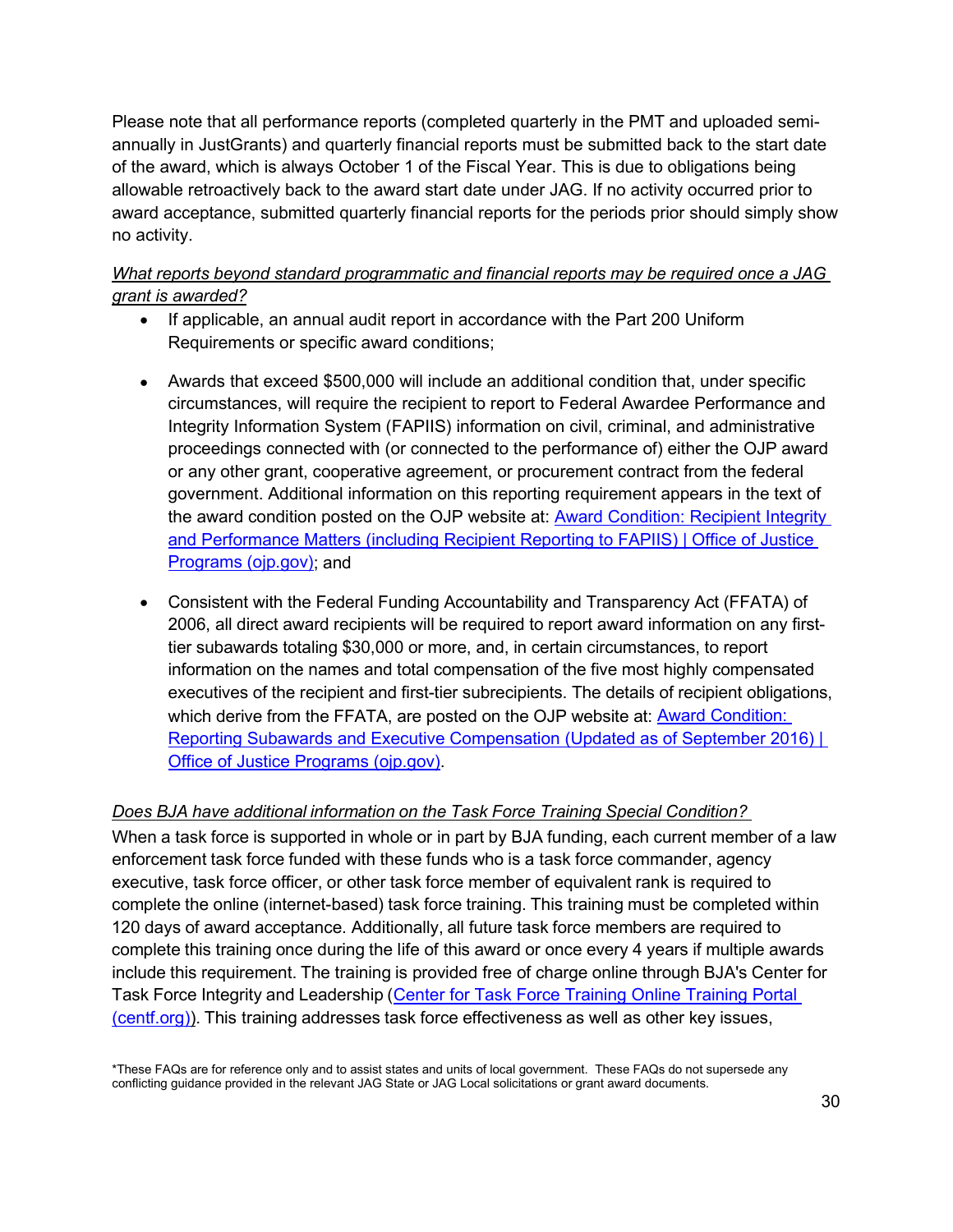Please note that all performance reports (completed quarterly in the PMT and uploaded semi-annually in JustGrants) and quarterly financial reports must be submitted back to the start date of the award, which is always October 1 of the Fiscal Year. This is due to obligations being allowable retroactively back to the award start date under JAG. If no activity occurred prior to award acceptance, submitted quarterly financial reports for the periods prior should simply show no activity.

*What reports beyond standard programmatic and financial reports may be required once a JAG grant is awarded?*

- If applicable, an annual audit report in accordance with the Part 200 Uniform Requirements or specific award conditions;
- Awards that exceed $500,000 will include an additional condition that, under specific circumstances, will require the recipient to report to Federal Awardee Performance and Integrity Information System (FAPIIS) information on civil, criminal, and administrative proceedings connected with (or connected to the performance of) either the OJP award or any other grant, cooperative agreement, or procurement contract from the federal government. Additional information on this reporting requirement appears in the text of the award condition posted on the OJP website at: [Award Condition: Recipient Integrity and Performance Matters (including Recipient Reporting to FAPIIS) | Office of Justice Programs (ojp.gov)](); and
- Consistent with the Federal Funding Accountability and Transparency Act (FFATA) of 2006, all direct award recipients will be required to report award information on any first-tier subawards totaling $30,000 or more, and, in certain circumstances, to report information on the names and total compensation of the five most highly compensated executives of the recipient and first-tier subrecipients. The details of recipient obligations, which derive from the FFATA, are posted on the OJP website at: [Award Condition: Reporting Subawards and Executive Compensation (Updated as of September 2016) | Office of Justice Programs (ojp.gov)]().

*Does BJA have additional information on the Task Force Training Special Condition?*

When a task force is supported in whole or in part by BJA funding, each current member of a law enforcement task force funded with these funds who is a task force commander, agency executive, task force officer, or other task force member of equivalent rank is required to complete the online (internet-based) task force training. This training must be completed within 120 days of award acceptance. Additionally, all future task force members are required to complete this training once during the life of this award or once every 4 years if multiple awards include this requirement. The training is provided free of charge online through BJA's Center for Task Force Integrity and Leadership ([Center for Task Force Training Online Training Portal (centf.org)]()). This training addresses task force effectiveness as well as other key issues,

*These FAQs are for reference only and to assist states and units of local government. These FAQs do not supersede any conflicting guidance provided in the relevant JAG State or JAG Local solicitations or grant award documents.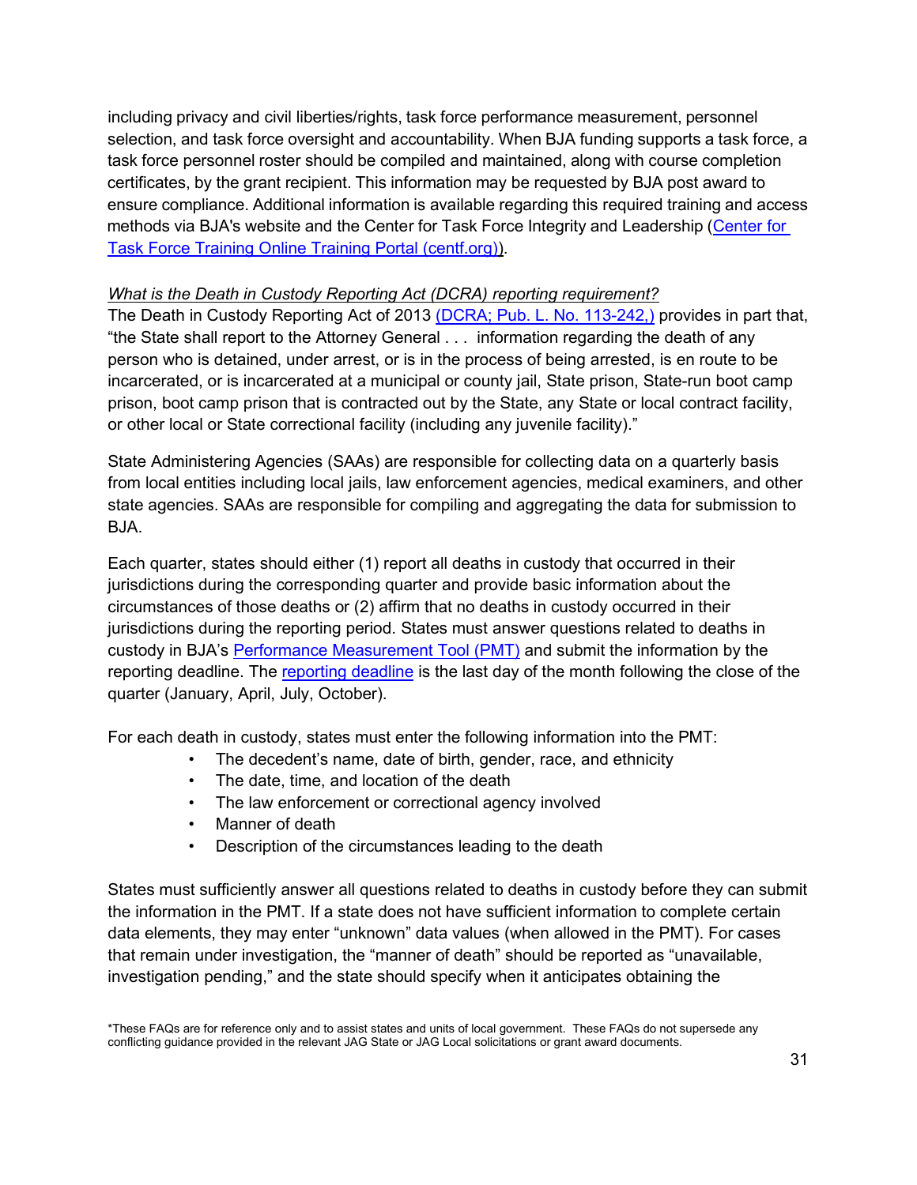including privacy and civil liberties/rights, task force performance measurement, personnel selection, and task force oversight and accountability. When BJA funding supports a task force, a task force personnel roster should be compiled and maintained, along with course completion certificates, by the grant recipient. This information may be requested by BJA post award to ensure compliance. Additional information is available regarding this required training and access methods via BJA's website and the Center for Task Force Integrity and Leadership (Center for Task Force Training Online Training Portal (centf.org)).

*What is the Death in Custody Reporting Act (DCRA) reporting requirement?*

The Death in Custody Reporting Act of 2013 (DCRA; Pub. L. No. 113-242,) provides in part that, "the State shall report to the Attorney General . . . information regarding the death of any person who is detained, under arrest, or is in the process of being arrested, is en route to be incarcerated, or is incarcerated at a municipal or county jail, State prison, State-run boot camp prison, boot camp prison that is contracted out by the State, any State or local contract facility, or other local or State correctional facility (including any juvenile facility)."

State Administering Agencies (SAAs) are responsible for collecting data on a quarterly basis from local entities including local jails, law enforcement agencies, medical examiners, and other state agencies. SAAs are responsible for compiling and aggregating the data for submission to BJA.

Each quarter, states should either (1) report all deaths in custody that occurred in their jurisdictions during the corresponding quarter and provide basic information about the circumstances of those deaths or (2) affirm that no deaths in custody occurred in their jurisdictions during the reporting period. States must answer questions related to deaths in custody in BJA's Performance Measurement Tool (PMT) and submit the information by the reporting deadline. The reporting deadline is the last day of the month following the close of the quarter (January, April, July, October).

For each death in custody, states must enter the following information into the PMT:

- The decedent's name, date of birth, gender, race, and ethnicity
- The date, time, and location of the death
- The law enforcement or correctional agency involved
- Manner of death
- Description of the circumstances leading to the death

States must sufficiently answer all questions related to deaths in custody before they can submit the information in the PMT. If a state does not have sufficient information to complete certain data elements, they may enter "unknown" data values (when allowed in the PMT). For cases that remain under investigation, the "manner of death" should be reported as "unavailable, investigation pending," and the state should specify when it anticipates obtaining the

*These FAQs are for reference only and to assist states and units of local government. These FAQs do not supersede any conflicting guidance provided in the relevant JAG State or JAG Local solicitations or grant award documents.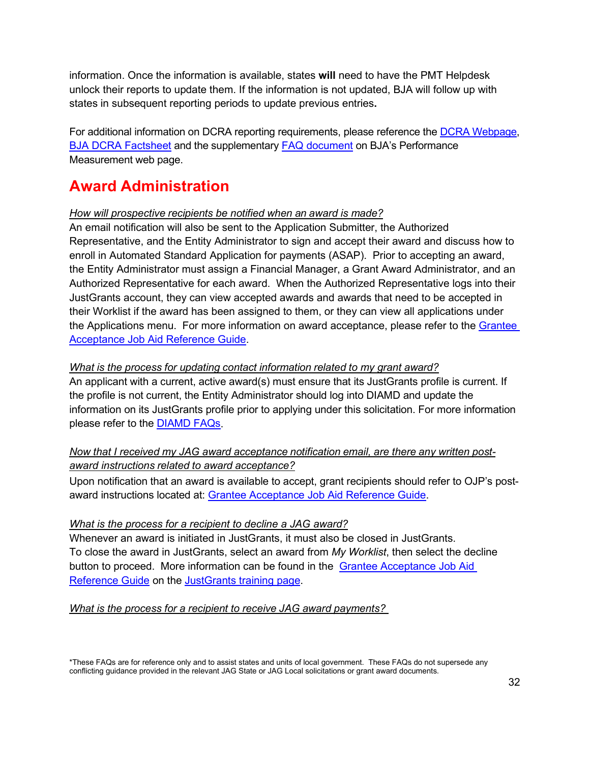information. Once the information is available, states **will** need to have the PMT Helpdesk unlock their reports to update them. If the information is not updated, BJA will follow up with states in subsequent reporting periods to update previous entries**.**

For additional information on DCRA reporting requirements, please reference the DCRA Webpage, BJA DCRA Factsheet and the supplementary FAQ document on BJA's Performance Measurement web page.

## Award Administration

*How will prospective recipients be notified when an award is made?*

An email notification will also be sent to the Application Submitter, the Authorized Representative, and the Entity Administrator to sign and accept their award and discuss how to enroll in Automated Standard Application for payments (ASAP). Prior to accepting an award, the Entity Administrator must assign a Financial Manager, a Grant Award Administrator, and an Authorized Representative for each award. When the Authorized Representative logs into their JustGrants account, they can view accepted awards and awards that need to be accepted in their Worklist if the award has been assigned to them, or they can view all applications under the Applications menu. For more information on award acceptance, please refer to the Grantee Acceptance Job Aid Reference Guide.

*What is the process for updating contact information related to my grant award?*

An applicant with a current, active award(s) must ensure that its JustGrants profile is current. If the profile is not current, the Entity Administrator should log into DIAMD and update the information on its JustGrants profile prior to applying under this solicitation. For more information please refer to the DIAMD FAQs.

*Now that I received my JAG award acceptance notification email, are there any written post-award instructions related to award acceptance?*

Upon notification that an award is available to accept, grant recipients should refer to OJP's post-award instructions located at: Grantee Acceptance Job Aid Reference Guide.

*What is the process for a recipient to decline a JAG award?*

Whenever an award is initiated in JustGrants, it must also be closed in JustGrants. To close the award in JustGrants, select an award from *My Worklist*, then select the decline button to proceed. More information can be found in the Grantee Acceptance Job Aid Reference Guide on the JustGrants training page.

*What is the process for a recipient to receive JAG award payments?*

*These FAQs are for reference only and to assist states and units of local government. These FAQs do not supersede any conflicting guidance provided in the relevant JAG State or JAG Local solicitations or grant award documents.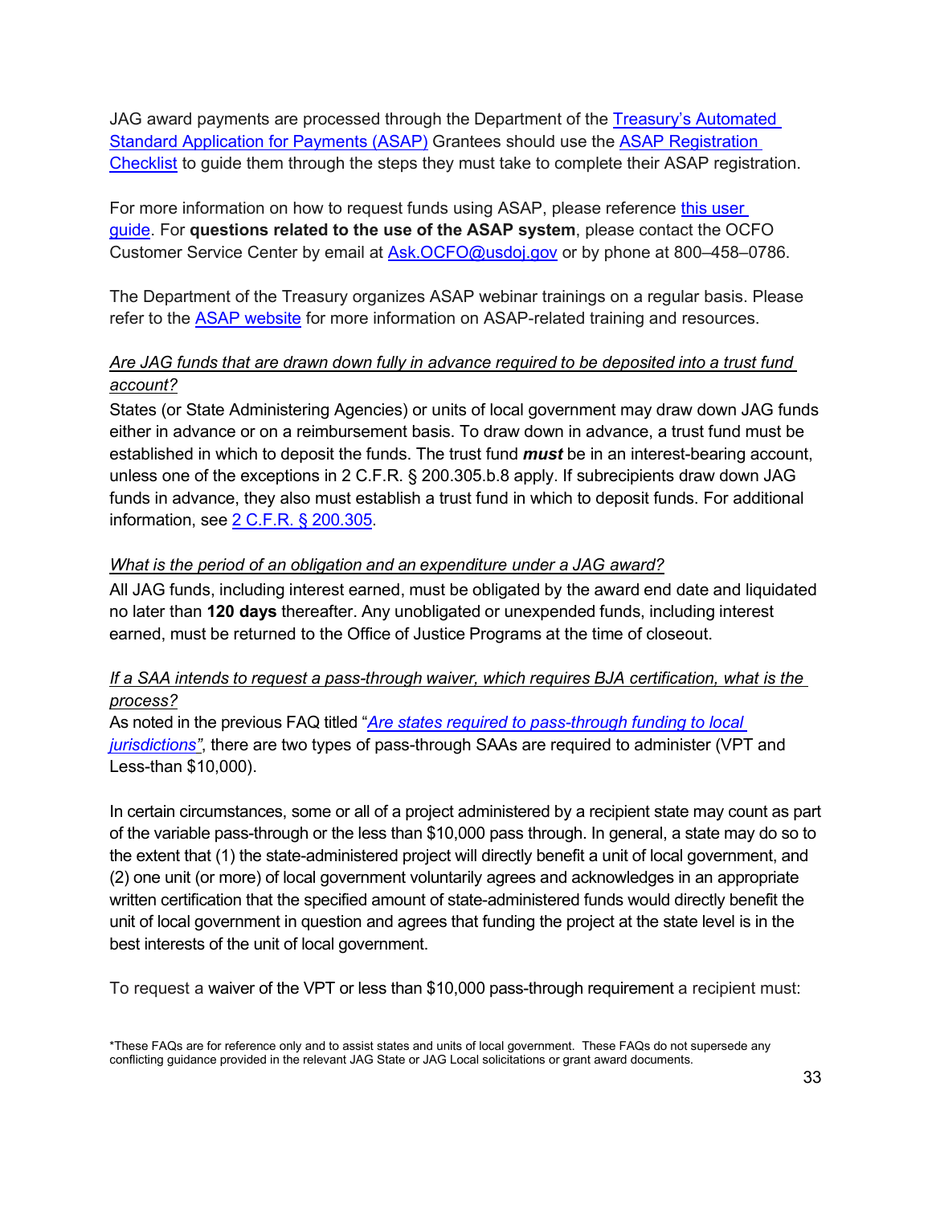JAG award payments are processed through the Department of the [Treasury's Automated Standard Application for Payments (ASAP)](#) Grantees should use the [ASAP Registration Checklist](#) to guide them through the steps they must take to complete their ASAP registration.

For more information on how to request funds using ASAP, please reference [this user guide](#). For **questions related to the use of the ASAP system**, please contact the OCFO Customer Service Center by email at [Ask.OCFO@usdoj.gov](mailto:Ask.OCFO@usdoj.gov) or by phone at 800–458–0786.

The Department of the Treasury organizes ASAP webinar trainings on a regular basis. Please refer to the [ASAP website](#) for more information on ASAP-related training and resources.

*Are JAG funds that are drawn down fully in advance required to be deposited into a trust fund account?*

States (or State Administering Agencies) or units of local government may draw down JAG funds either in advance or on a reimbursement basis. To draw down in advance, a trust fund must be established in which to deposit the funds. The trust fund ***must*** be in an interest-bearing account, unless one of the exceptions in 2 C.F.R. § 200.305.b.8 apply. If subrecipients draw down JAG funds in advance, they also must establish a trust fund in which to deposit funds. For additional information, see [2 C.F.R. § 200.305](#).

*What is the period of an obligation and an expenditure under a JAG award?*

All JAG funds, including interest earned, must be obligated by the award end date and liquidated no later than **120 days** thereafter. Any unobligated or unexpended funds, including interest earned, must be returned to the Office of Justice Programs at the time of closeout.

*If a SAA intends to request a pass-through waiver, which requires BJA certification, what is the process?*

As noted in the previous FAQ titled "[*Are states required to pass-through funding to local jurisdictions"*](#), there are two types of pass-through SAAs are required to administer (VPT and Less-than $10,000).

In certain circumstances, some or all of a project administered by a recipient state may count as part of the variable pass-through or the less than $10,000 pass through. In general, a state may do so to the extent that (1) the state-administered project will directly benefit a unit of local government, and (2) one unit (or more) of local government voluntarily agrees and acknowledges in an appropriate written certification that the specified amount of state-administered funds would directly benefit the unit of local government in question and agrees that funding the project at the state level is in the best interests of the unit of local government.

To request a waiver of the VPT or less than $10,000 pass-through requirement a recipient must:

*These FAQs are for reference only and to assist states and units of local government. These FAQs do not supersede any conflicting guidance provided in the relevant JAG State or JAG Local solicitations or grant award documents.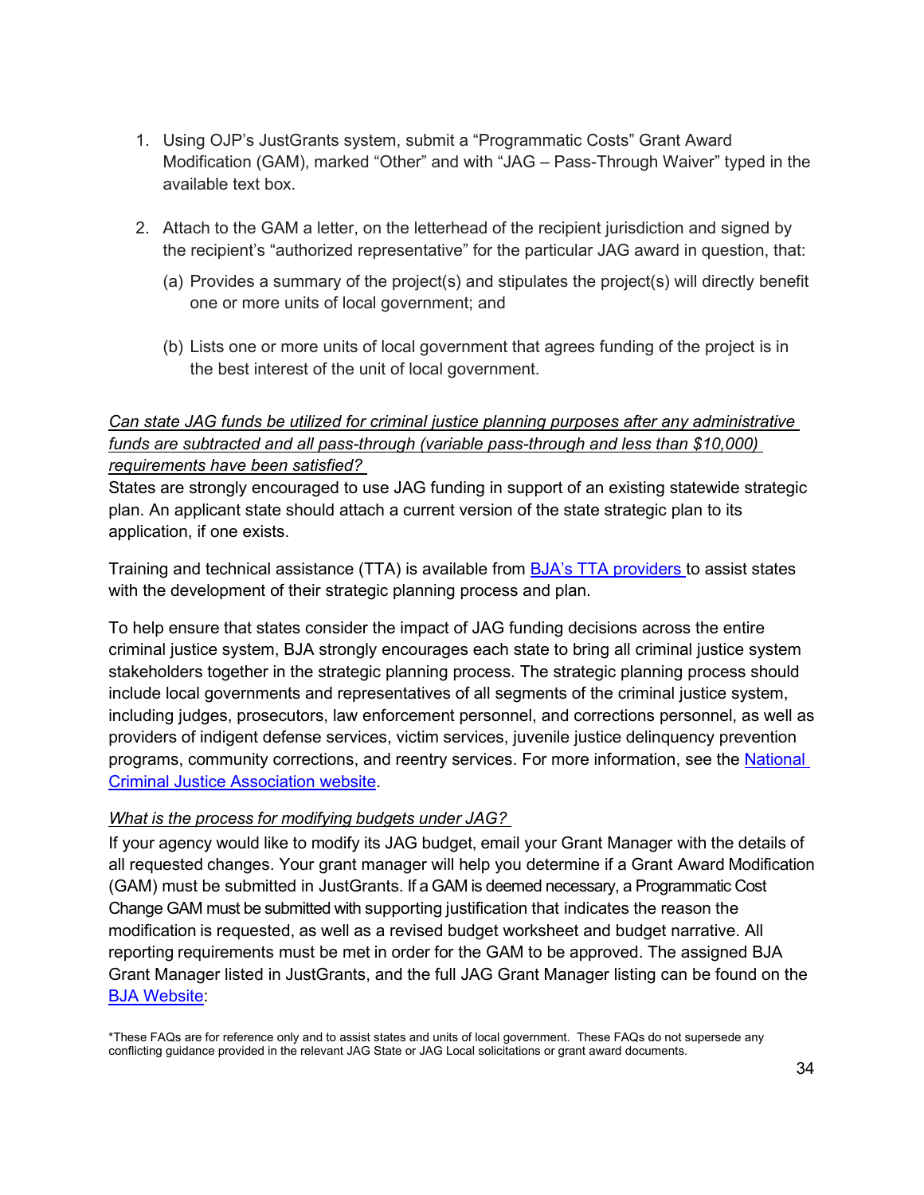1. Using OJP's JustGrants system, submit a "Programmatic Costs" Grant Award Modification (GAM), marked "Other" and with "JAG – Pass-Through Waiver" typed in the available text box.

2. Attach to the GAM a letter, on the letterhead of the recipient jurisdiction and signed by the recipient's "authorized representative" for the particular JAG award in question, that:

   (a) Provides a summary of the project(s) and stipulates the project(s) will directly benefit one or more units of local government; and

   (b) Lists one or more units of local government that agrees funding of the project is in the best interest of the unit of local government.

*Can state JAG funds be utilized for criminal justice planning purposes after any administrative funds are subtracted and all pass-through (variable pass-through and less than $10,000) requirements have been satisfied?*

States are strongly encouraged to use JAG funding in support of an existing statewide strategic plan. An applicant state should attach a current version of the state strategic plan to its application, if one exists.

Training and technical assistance (TTA) is available from [BJA's TTA providers](#) to assist states with the development of their strategic planning process and plan.

To help ensure that states consider the impact of JAG funding decisions across the entire criminal justice system, BJA strongly encourages each state to bring all criminal justice system stakeholders together in the strategic planning process. The strategic planning process should include local governments and representatives of all segments of the criminal justice system, including judges, prosecutors, law enforcement personnel, and corrections personnel, as well as providers of indigent defense services, victim services, juvenile justice delinquency prevention programs, community corrections, and reentry services. For more information, see the [National Criminal Justice Association website](#).

*What is the process for modifying budgets under JAG?*

If your agency would like to modify its JAG budget, email your Grant Manager with the details of all requested changes. Your grant manager will help you determine if a Grant Award Modification (GAM) must be submitted in JustGrants. If a GAM is deemed necessary, a Programmatic Cost Change GAM must be submitted with supporting justification that indicates the reason the modification is requested, as well as a revised budget worksheet and budget narrative. All reporting requirements must be met in order for the GAM to be approved. The assigned BJA Grant Manager listed in JustGrants, and the full JAG Grant Manager listing can be found on the [BJA Website](#):

*These FAQs are for reference only and to assist states and units of local government. These FAQs do not supersede any conflicting guidance provided in the relevant JAG State or JAG Local solicitations or grant award documents.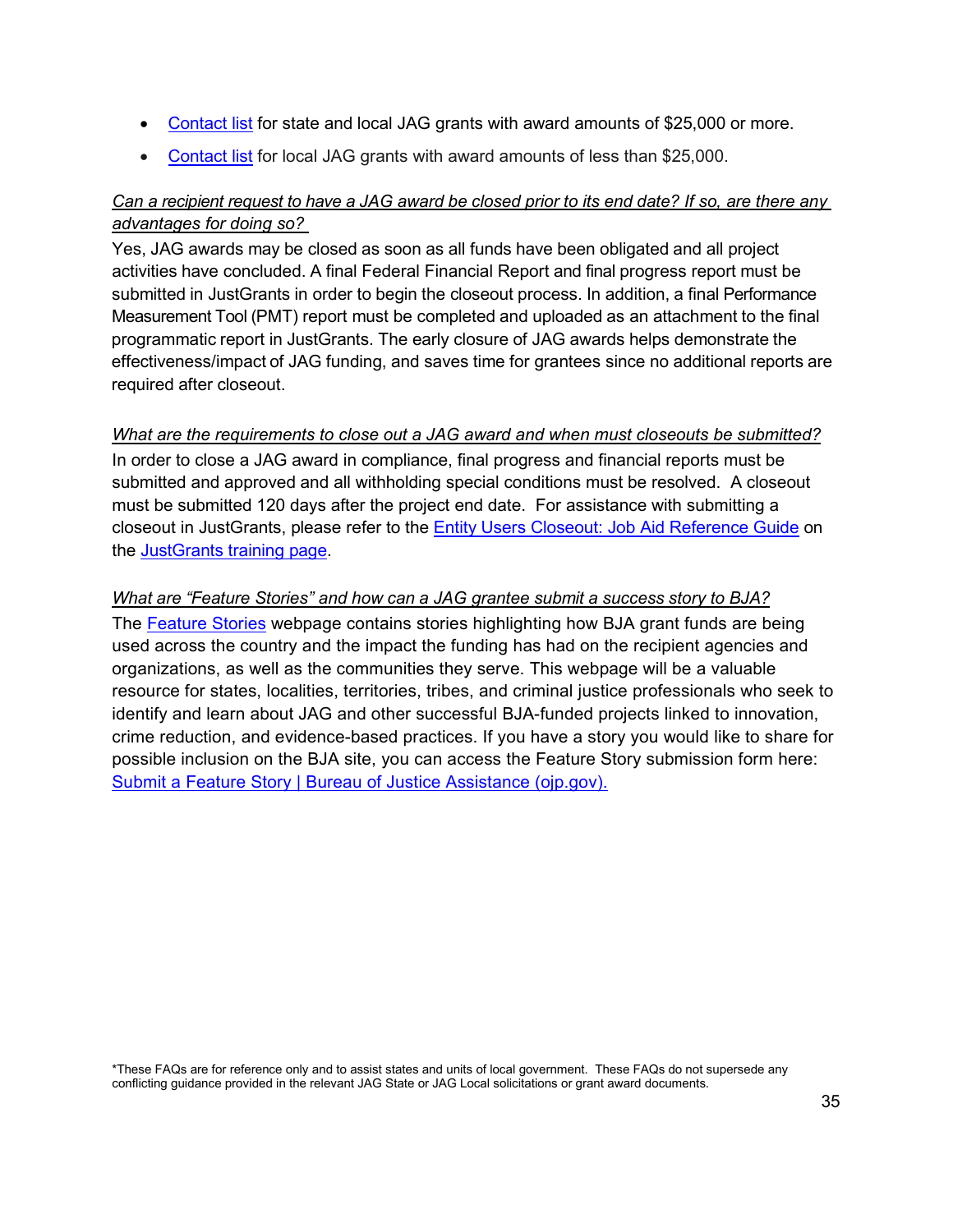- Contact list for state and local JAG grants with award amounts of $25,000 or more.
- Contact list for local JAG grants with award amounts of less than $25,000.

*Can a recipient request to have a JAG award be closed prior to its end date? If so, are there any advantages for doing so?*

Yes, JAG awards may be closed as soon as all funds have been obligated and all project activities have concluded. A final Federal Financial Report and final progress report must be submitted in JustGrants in order to begin the closeout process. In addition, a final Performance Measurement Tool (PMT) report must be completed and uploaded as an attachment to the final programmatic report in JustGrants. The early closure of JAG awards helps demonstrate the effectiveness/impact of JAG funding, and saves time for grantees since no additional reports are required after closeout.

*What are the requirements to close out a JAG award and when must closeouts be submitted?*

In order to close a JAG award in compliance, final progress and financial reports must be submitted and approved and all withholding special conditions must be resolved. A closeout must be submitted 120 days after the project end date. For assistance with submitting a closeout in JustGrants, please refer to the Entity Users Closeout: Job Aid Reference Guide on the JustGrants training page.

*What are "Feature Stories" and how can a JAG grantee submit a success story to BJA?*

The Feature Stories webpage contains stories highlighting how BJA grant funds are being used across the country and the impact the funding has had on the recipient agencies and organizations, as well as the communities they serve. This webpage will be a valuable resource for states, localities, territories, tribes, and criminal justice professionals who seek to identify and learn about JAG and other successful BJA-funded projects linked to innovation, crime reduction, and evidence-based practices. If you have a story you would like to share for possible inclusion on the BJA site, you can access the Feature Story submission form here: Submit a Feature Story | Bureau of Justice Assistance (ojp.gov).

*These FAQs are for reference only and to assist states and units of local government. These FAQs do not supersede any conflicting guidance provided in the relevant JAG State or JAG Local solicitations or grant award documents.